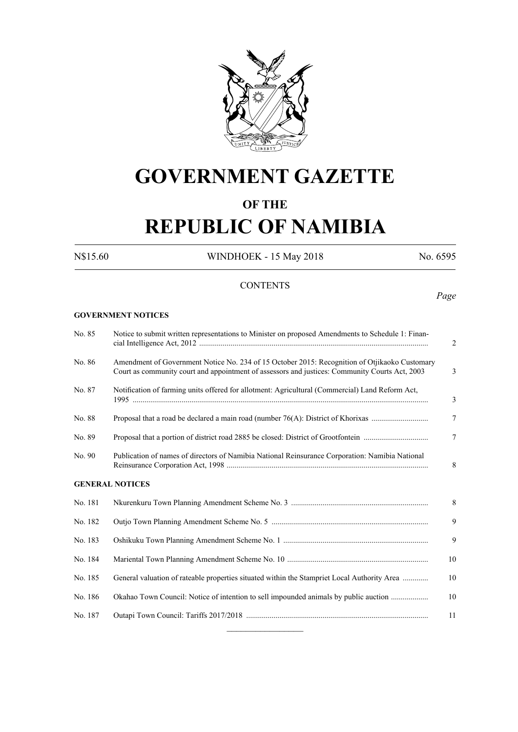# GOVERNMENT GAZETTE

## OF THE

# REPUBLIC OF NAMIBIA

N$15.60 WINDHOEK - 15 May 2018 No. 6595

## CONTENTS

*Page*

### GOVERNMENT NOTICES

| | | |
|---|---|---|
| No. 85 | Notice to submit written representations to Minister on proposed Amendments to Schedule 1: Financial Intelligence Act, 2012 | 2 |
| No. 86 | Amendment of Government Notice No. 234 of 15 October 2015: Recognition of Otjikaoko Customary Court as community court and appointment of assessors and justices: Community Courts Act, 2003 | 3 |
| No. 87 | Notification of farming units offered for allotment: Agricultural (Commercial) Land Reform Act, 1995 | 3 |
| No. 88 | Proposal that a road be declared a main road (number 76(A): District of Khorixas | 7 |
| No. 89 | Proposal that a portion of district road 2885 be closed: District of Grootfontein | 7 |
| No. 90 | Publication of names of directors of Namibia National Reinsurance Corporation: Namibia National Reinsurance Corporation Act, 1998 | 8 |

### GENERAL NOTICES

| | | |
|---|---|---|
| No. 181 | Nkurenkuru Town Planning Amendment Scheme No. 3 | 8 |
| No. 182 | Outjo Town Planning Amendment Scheme No. 5 | 9 |
| No. 183 | Oshikuku Town Planning Amendment Scheme No. 1 | 9 |
| No. 184 | Mariental Town Planning Amendment Scheme No. 10 | 10 |
| No. 185 | General valuation of rateable properties situated within the Stampriet Local Authority Area | 10 |
| No. 186 | Okahao Town Council: Notice of intention to sell impounded animals by public auction | 10 |
| No. 187 | Outapi Town Council: Tariffs 2017/2018 | 11 |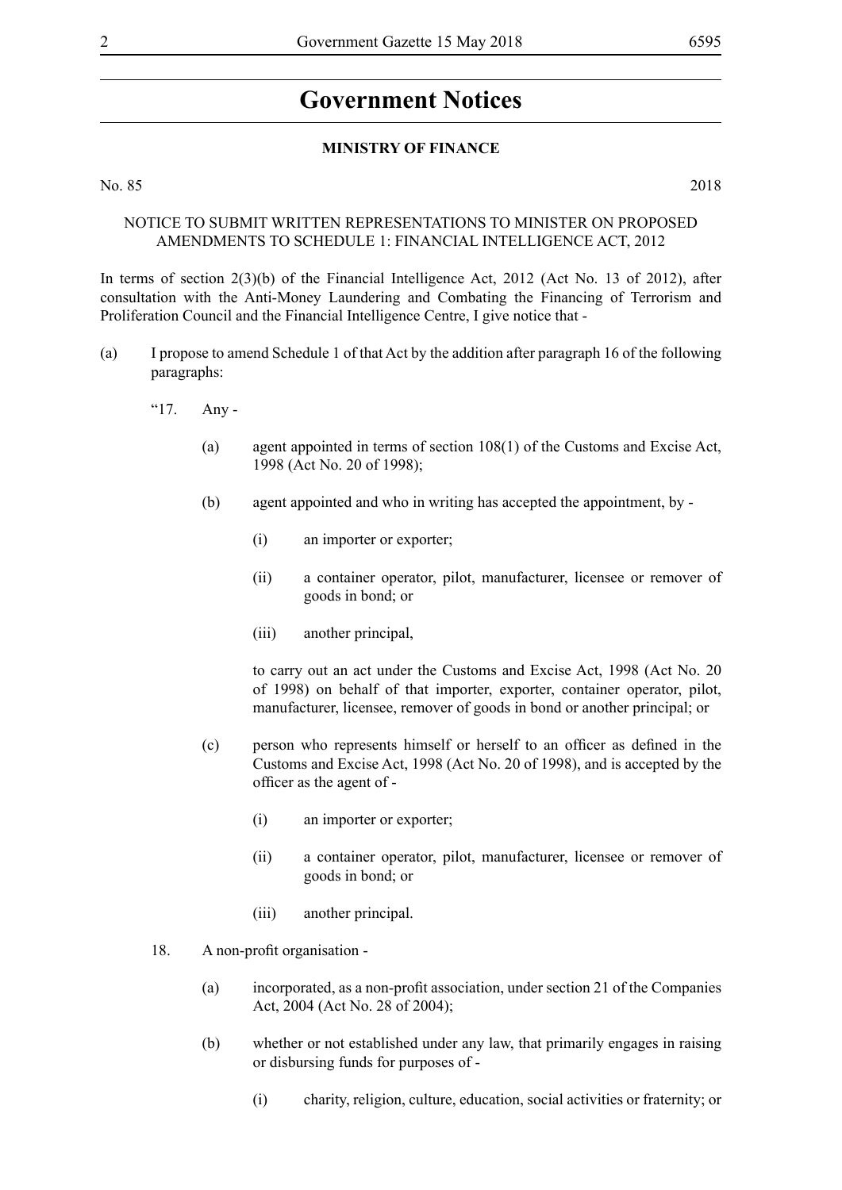# Government Notices

**MINISTRY OF FINANCE**

No. 85 2018

NOTICE TO SUBMIT WRITTEN REPRESENTATIONS TO MINISTER ON PROPOSED AMENDMENTS TO SCHEDULE 1: FINANCIAL INTELLIGENCE ACT, 2012

In terms of section 2(3)(b) of the Financial Intelligence Act, 2012 (Act No. 13 of 2012), after consultation with the Anti-Money Laundering and Combating the Financing of Terrorism and Proliferation Council and the Financial Intelligence Centre, I give notice that -

(a) I propose to amend Schedule 1 of that Act by the addition after paragraph 16 of the following paragraphs:

"17. Any -

(a) agent appointed in terms of section 108(1) of the Customs and Excise Act, 1998 (Act No. 20 of 1998);

(b) agent appointed and who in writing has accepted the appointment, by -

(i) an importer or exporter;

(ii) a container operator, pilot, manufacturer, licensee or remover of goods in bond; or

(iii) another principal,

to carry out an act under the Customs and Excise Act, 1998 (Act No. 20 of 1998) on behalf of that importer, exporter, container operator, pilot, manufacturer, licensee, remover of goods in bond or another principal; or

(c) person who represents himself or herself to an officer as defined in the Customs and Excise Act, 1998 (Act No. 20 of 1998), and is accepted by the officer as the agent of -

(i) an importer or exporter;

(ii) a container operator, pilot, manufacturer, licensee or remover of goods in bond; or

(iii) another principal.

18. A non-profit organisation -

(a) incorporated, as a non-profit association, under section 21 of the Companies Act, 2004 (Act No. 28 of 2004);

(b) whether or not established under any law, that primarily engages in raising or disbursing funds for purposes of -

(i) charity, religion, culture, education, social activities or fraternity; or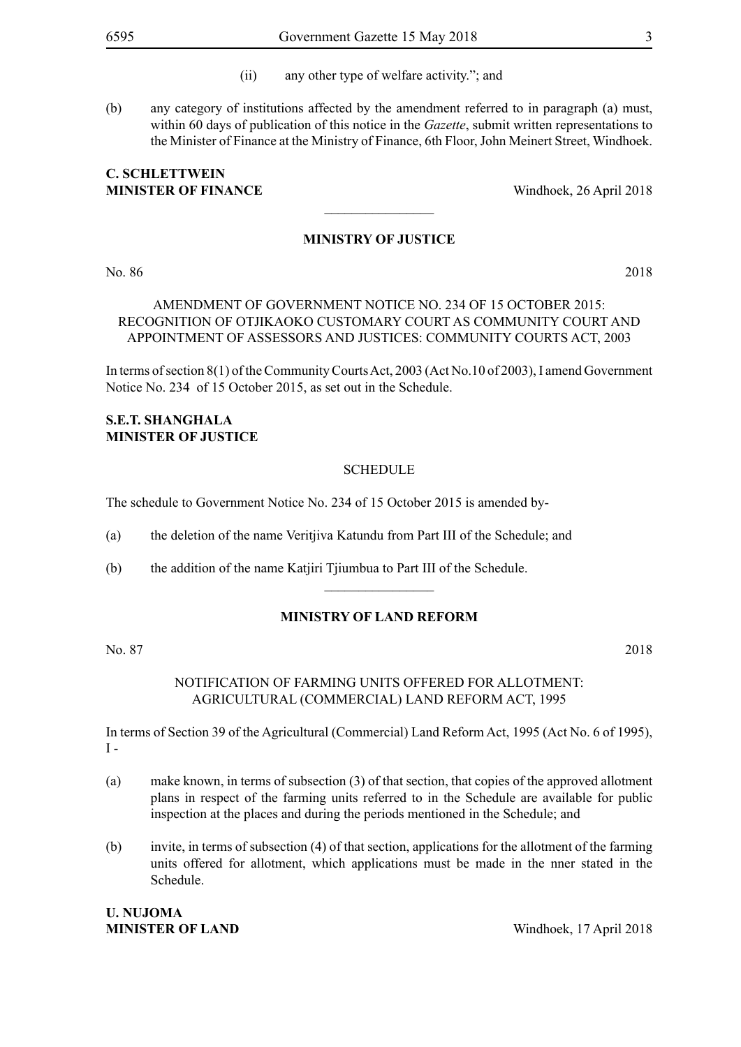(ii) any other type of welfare activity."; and

(b) any category of institutions affected by the amendment referred to in paragraph (a) must, within 60 days of publication of this notice in the *Gazette*, submit written representations to the Minister of Finance at the Ministry of Finance, 6th Floor, John Meinert Street, Windhoek.

**C. SCHLETTWEIN**
**MINISTER OF FINANCE** Windhoek, 26 April 2018

---

## MINISTRY OF JUSTICE

No. 86 2018

AMENDMENT OF GOVERNMENT NOTICE NO. 234 OF 15 OCTOBER 2015: RECOGNITION OF OTJIKAOKO CUSTOMARY COURT AS COMMUNITY COURT AND APPOINTMENT OF ASSESSORS AND JUSTICES: COMMUNITY COURTS ACT, 2003

In terms of section 8(1) of the Community Courts Act, 2003 (Act No.10 of 2003), I amend Government Notice No. 234 of 15 October 2015, as set out in the Schedule.

**S.E.T. SHANGHALA**
**MINISTER OF JUSTICE**

SCHEDULE

The schedule to Government Notice No. 234 of 15 October 2015 is amended by-

(a) the deletion of the name Veritjiva Katundu from Part III of the Schedule; and

(b) the addition of the name Katjiri Tjiumbua to Part III of the Schedule.

---

## MINISTRY OF LAND REFORM

No. 87 2018

NOTIFICATION OF FARMING UNITS OFFERED FOR ALLOTMENT: AGRICULTURAL (COMMERCIAL) LAND REFORM ACT, 1995

In terms of Section 39 of the Agricultural (Commercial) Land Reform Act, 1995 (Act No. 6 of 1995), I -

(a) make known, in terms of subsection (3) of that section, that copies of the approved allotment plans in respect of the farming units referred to in the Schedule are available for public inspection at the places and during the periods mentioned in the Schedule; and

(b) invite, in terms of subsection (4) of that section, applications for the allotment of the farming units offered for allotment, which applications must be made in the nner stated in the Schedule.

**U. NUJOMA**
**MINISTER OF LAND** Windhoek, 17 April 2018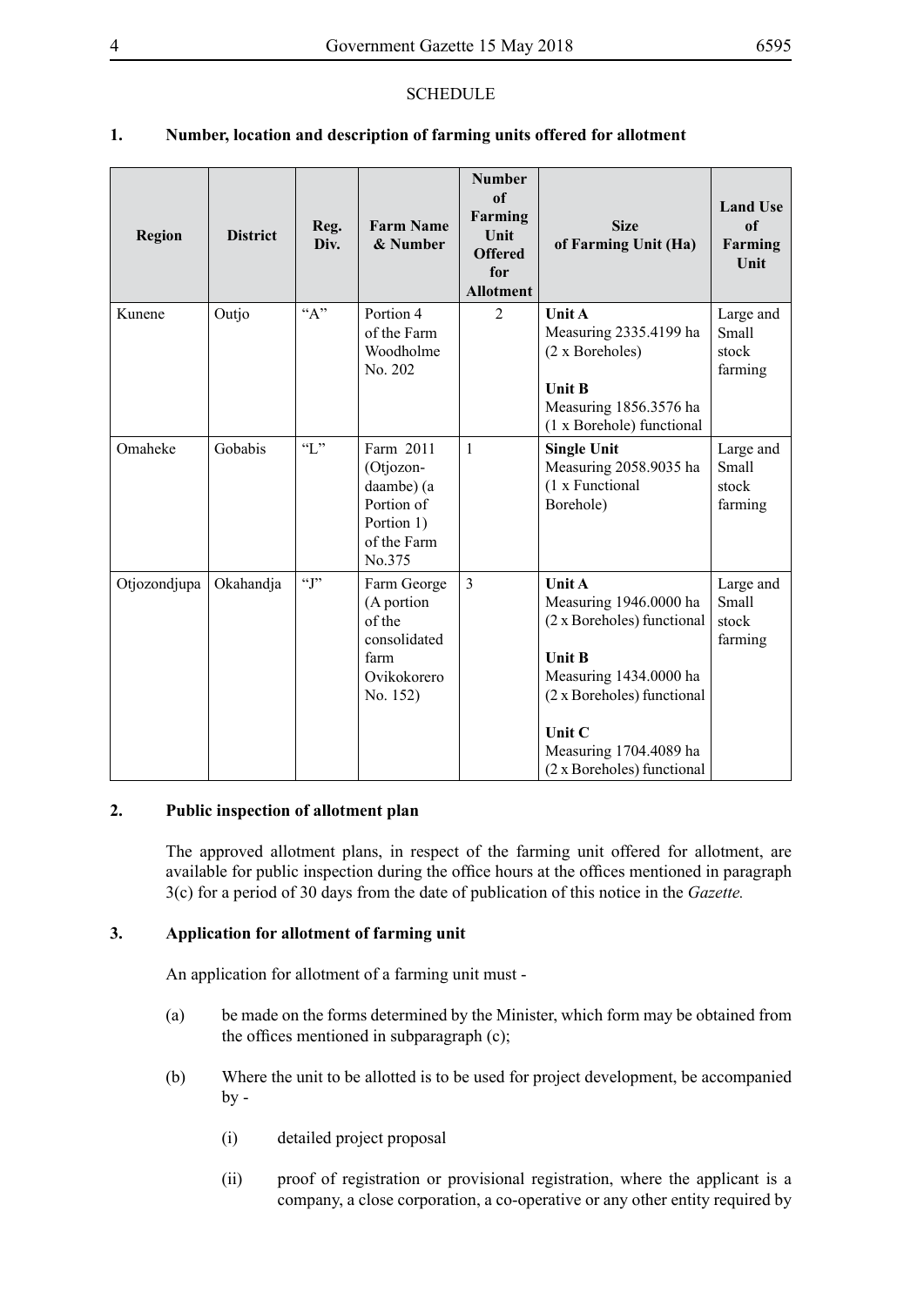SCHEDULE

## 1. Number, location and description of farming units offered for allotment

| Region | District | Reg. Div. | Farm Name & Number | Number of Farming Unit Offered for Allotment | Size of Farming Unit (Ha) | Land Use of Farming Unit |
|---|---|---|---|---|---|---|
| Kunene | Outjo | "A" | Portion 4 of the Farm Woodholme No. 202 | 2 | **Unit A** Measuring 2335.4199 ha (2 x Boreholes) **Unit B** Measuring 1856.3576 ha (1 x Borehole) functional | Large and Small stock farming |
| Omaheke | Gobabis | "L" | Farm 2011 (Otjozondaambe) (a Portion of Portion 1) of the Farm No.375 | 1 | **Single Unit** Measuring 2058.9035 ha (1 x Functional Borehole) | Large and Small stock farming |
| Otjozondjupa | Okahandja | "J" | Farm George (A portion of the consolidated farm Ovikokorero No. 152) | 3 | **Unit A** Measuring 1946.0000 ha (2 x Boreholes) functional **Unit B** Measuring 1434.0000 ha (2 x Boreholes) functional **Unit C** Measuring 1704.4089 ha (2 x Boreholes) functional | Large and Small stock farming |

## 2. Public inspection of allotment plan

The approved allotment plans, in respect of the farming unit offered for allotment, are available for public inspection during the office hours at the offices mentioned in paragraph 3(c) for a period of 30 days from the date of publication of this notice in the *Gazette.*

## 3. Application for allotment of farming unit

An application for allotment of a farming unit must -

(a) be made on the forms determined by the Minister, which form may be obtained from the offices mentioned in subparagraph (c);

(b) Where the unit to be allotted is to be used for project development, be accompanied by -

(i) detailed project proposal

(ii) proof of registration or provisional registration, where the applicant is a company, a close corporation, a co-operative or any other entity required by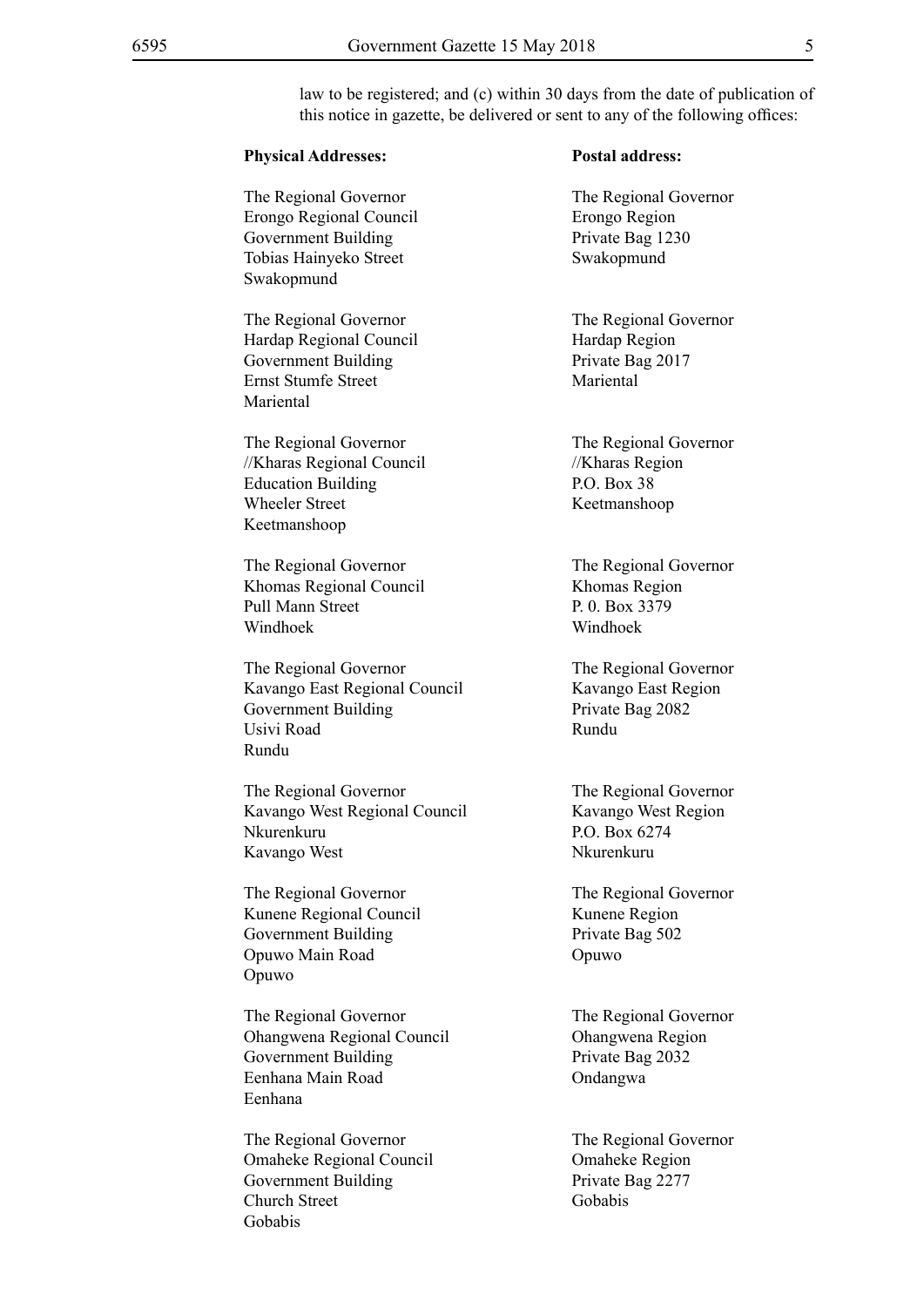law to be registered; and (c) within 30 days from the date of publication of this notice in gazette, be delivered or sent to any of the following offices:

| **Physical Addresses:** | **Postal address:** |
|---|---|
| The Regional Governor<br>Erongo Regional Council<br>Government Building<br>Tobias Hainyeko Street<br>Swakopmund | The Regional Governor<br>Erongo Region<br>Private Bag 1230<br>Swakopmund |
| The Regional Governor<br>Hardap Regional Council<br>Government Building<br>Ernst Stumfe Street<br>Mariental | The Regional Governor<br>Hardap Region<br>Private Bag 2017<br>Mariental |
| The Regional Governor<br>//Kharas Regional Council<br>Education Building<br>Wheeler Street<br>Keetmanshoop | The Regional Governor<br>//Kharas Region<br>P.O. Box 38<br>Keetmanshoop |
| The Regional Governor<br>Khomas Regional Council<br>Pull Mann Street<br>Windhoek | The Regional Governor<br>Khomas Region<br>P. 0. Box 3379<br>Windhoek |
| The Regional Governor<br>Kavango East Regional Council<br>Government Building<br>Usivi Road<br>Rundu | The Regional Governor<br>Kavango East Region<br>Private Bag 2082<br>Rundu |
| The Regional Governor<br>Kavango West Regional Council<br>Nkurenkuru<br>Kavango West | The Regional Governor<br>Kavango West Region<br>P.O. Box 6274<br>Nkurenkuru |
| The Regional Governor<br>Kunene Regional Council<br>Government Building<br>Opuwo Main Road<br>Opuwo | The Regional Governor<br>Kunene Region<br>Private Bag 502<br>Opuwo |
| The Regional Governor<br>Ohangwena Regional Council<br>Government Building<br>Eenhana Main Road<br>Eenhana | The Regional Governor<br>Ohangwena Region<br>Private Bag 2032<br>Ondangwa |
| The Regional Governor<br>Omaheke Regional Council<br>Government Building<br>Church Street<br>Gobabis | The Regional Governor<br>Omaheke Region<br>Private Bag 2277<br>Gobabis |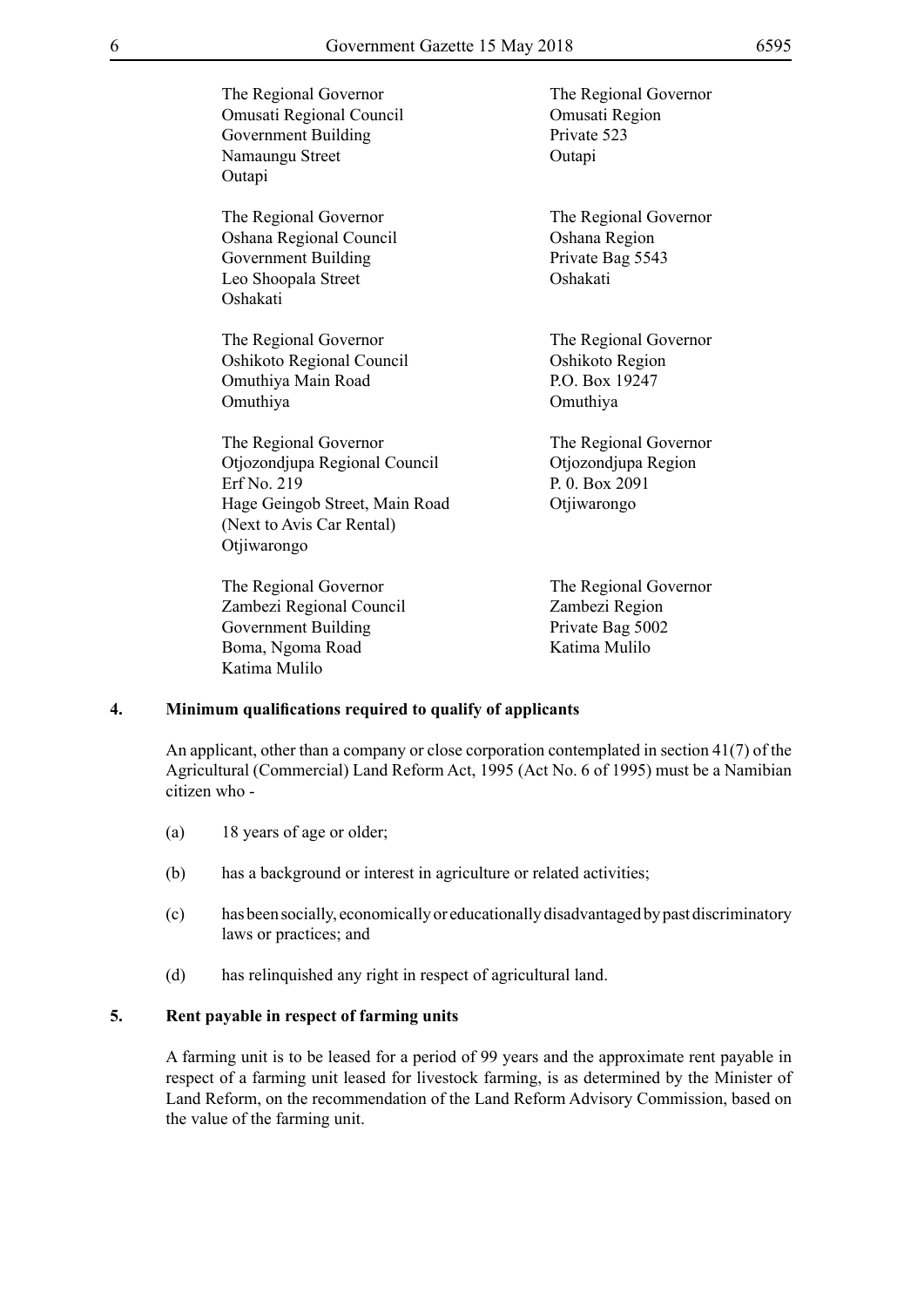| | |
|---|---|
| The Regional Governor<br>Omusati Regional Council<br>Government Building<br>Namaungu Street<br>Outapi | The Regional Governor<br>Omusati Region<br>Private 523<br>Outapi |
| The Regional Governor<br>Oshana Regional Council<br>Government Building<br>Leo Shoopala Street<br>Oshakati | The Regional Governor<br>Oshana Region<br>Private Bag 5543<br>Oshakati |
| The Regional Governor<br>Oshikoto Regional Council<br>Omuthiya Main Road<br>Omuthiya | The Regional Governor<br>Oshikoto Region<br>P.O. Box 19247<br>Omuthiya |
| The Regional Governor<br>Otjozondjupa Regional Council<br>Erf No. 219<br>Hage Geingob Street, Main Road<br>(Next to Avis Car Rental)<br>Otjiwarongo | The Regional Governor<br>Otjozondjupa Region<br>P. 0. Box 2091<br>Otjiwarongo |
| The Regional Governor<br>Zambezi Regional Council<br>Government Building<br>Boma, Ngoma Road<br>Katima Mulilo | The Regional Governor<br>Zambezi Region<br>Private Bag 5002<br>Katima Mulilo |

**4. Minimum qualifications required to qualify of applicants**

An applicant, other than a company or close corporation contemplated in section 41(7) of the Agricultural (Commercial) Land Reform Act, 1995 (Act No. 6 of 1995) must be a Namibian citizen who -

(a) 18 years of age or older;

(b) has a background or interest in agriculture or related activities;

(c) has been socially, economically or educationally disadvantaged by past discriminatory laws or practices; and

(d) has relinquished any right in respect of agricultural land.

**5. Rent payable in respect of farming units**

A farming unit is to be leased for a period of 99 years and the approximate rent payable in respect of a farming unit leased for livestock farming, is as determined by the Minister of Land Reform, on the recommendation of the Land Reform Advisory Commission, based on the value of the farming unit.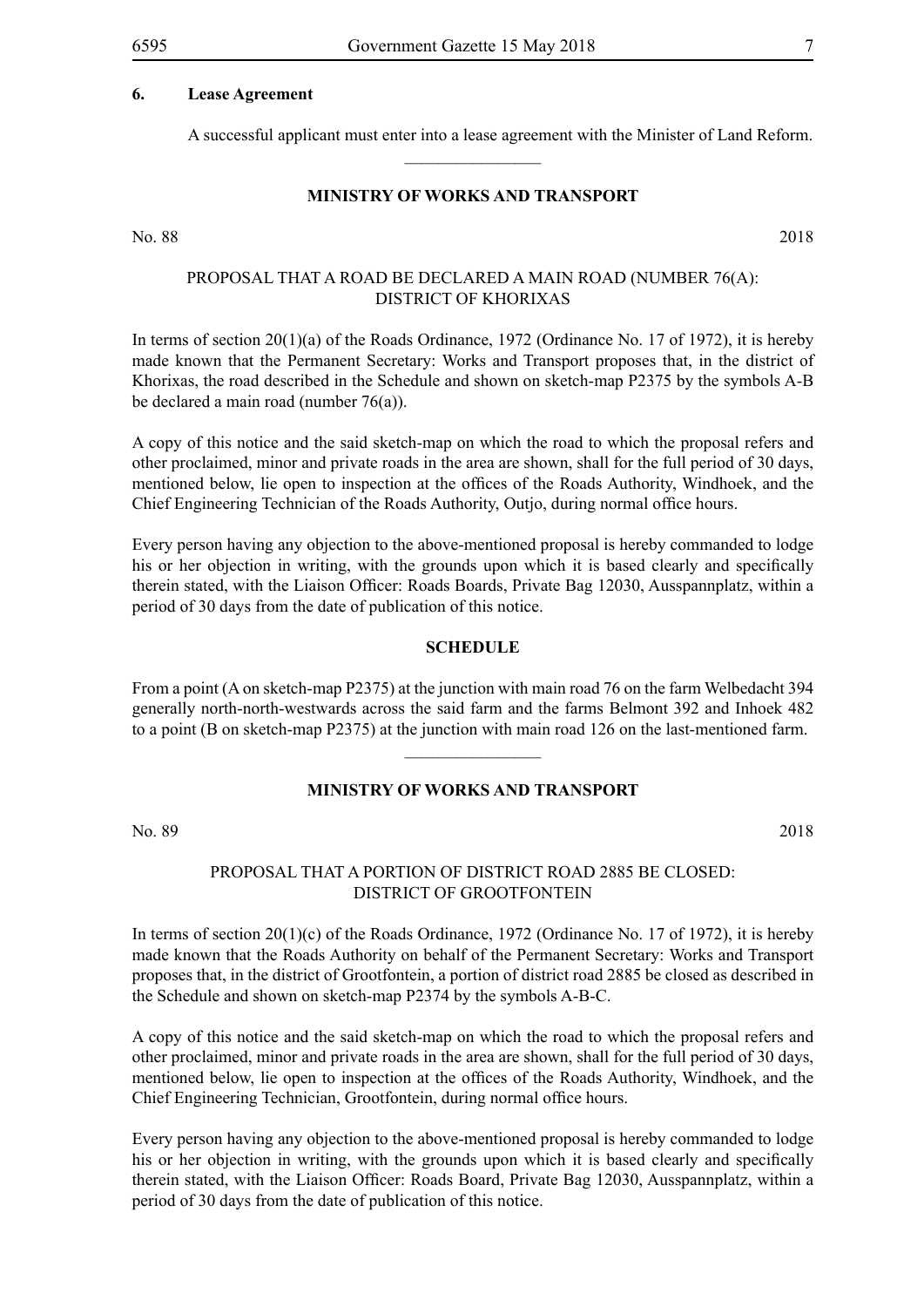**6. Lease Agreement**

A successful applicant must enter into a lease agreement with the Minister of Land Reform.

---

**MINISTRY OF WORKS AND TRANSPORT**

No. 88 2018

PROPOSAL THAT A ROAD BE DECLARED A MAIN ROAD (NUMBER 76(A): DISTRICT OF KHORIXAS

In terms of section 20(1)(a) of the Roads Ordinance, 1972 (Ordinance No. 17 of 1972), it is hereby made known that the Permanent Secretary: Works and Transport proposes that, in the district of Khorixas, the road described in the Schedule and shown on sketch-map P2375 by the symbols A-B be declared a main road (number 76(a)).

A copy of this notice and the said sketch-map on which the road to which the proposal refers and other proclaimed, minor and private roads in the area are shown, shall for the full period of 30 days, mentioned below, lie open to inspection at the offices of the Roads Authority, Windhoek, and the Chief Engineering Technician of the Roads Authority, Outjo, during normal office hours.

Every person having any objection to the above-mentioned proposal is hereby commanded to lodge his or her objection in writing, with the grounds upon which it is based clearly and specifically therein stated, with the Liaison Officer: Roads Boards, Private Bag 12030, Ausspannplatz, within a period of 30 days from the date of publication of this notice.

**SCHEDULE**

From a point (A on sketch-map P2375) at the junction with main road 76 on the farm Welbedacht 394 generally north-north-westwards across the said farm and the farms Belmont 392 and Inhoek 482 to a point (B on sketch-map P2375) at the junction with main road 126 on the last-mentioned farm.

---

**MINISTRY OF WORKS AND TRANSPORT**

No. 89 2018

PROPOSAL THAT A PORTION OF DISTRICT ROAD 2885 BE CLOSED: DISTRICT OF GROOTFONTEIN

In terms of section 20(1)(c) of the Roads Ordinance, 1972 (Ordinance No. 17 of 1972), it is hereby made known that the Roads Authority on behalf of the Permanent Secretary: Works and Transport proposes that, in the district of Grootfontein, a portion of district road 2885 be closed as described in the Schedule and shown on sketch-map P2374 by the symbols A-B-C.

A copy of this notice and the said sketch-map on which the road to which the proposal refers and other proclaimed, minor and private roads in the area are shown, shall for the full period of 30 days, mentioned below, lie open to inspection at the offices of the Roads Authority, Windhoek, and the Chief Engineering Technician, Grootfontein, during normal office hours.

Every person having any objection to the above-mentioned proposal is hereby commanded to lodge his or her objection in writing, with the grounds upon which it is based clearly and specifically therein stated, with the Liaison Officer: Roads Board, Private Bag 12030, Ausspannplatz, within a period of 30 days from the date of publication of this notice.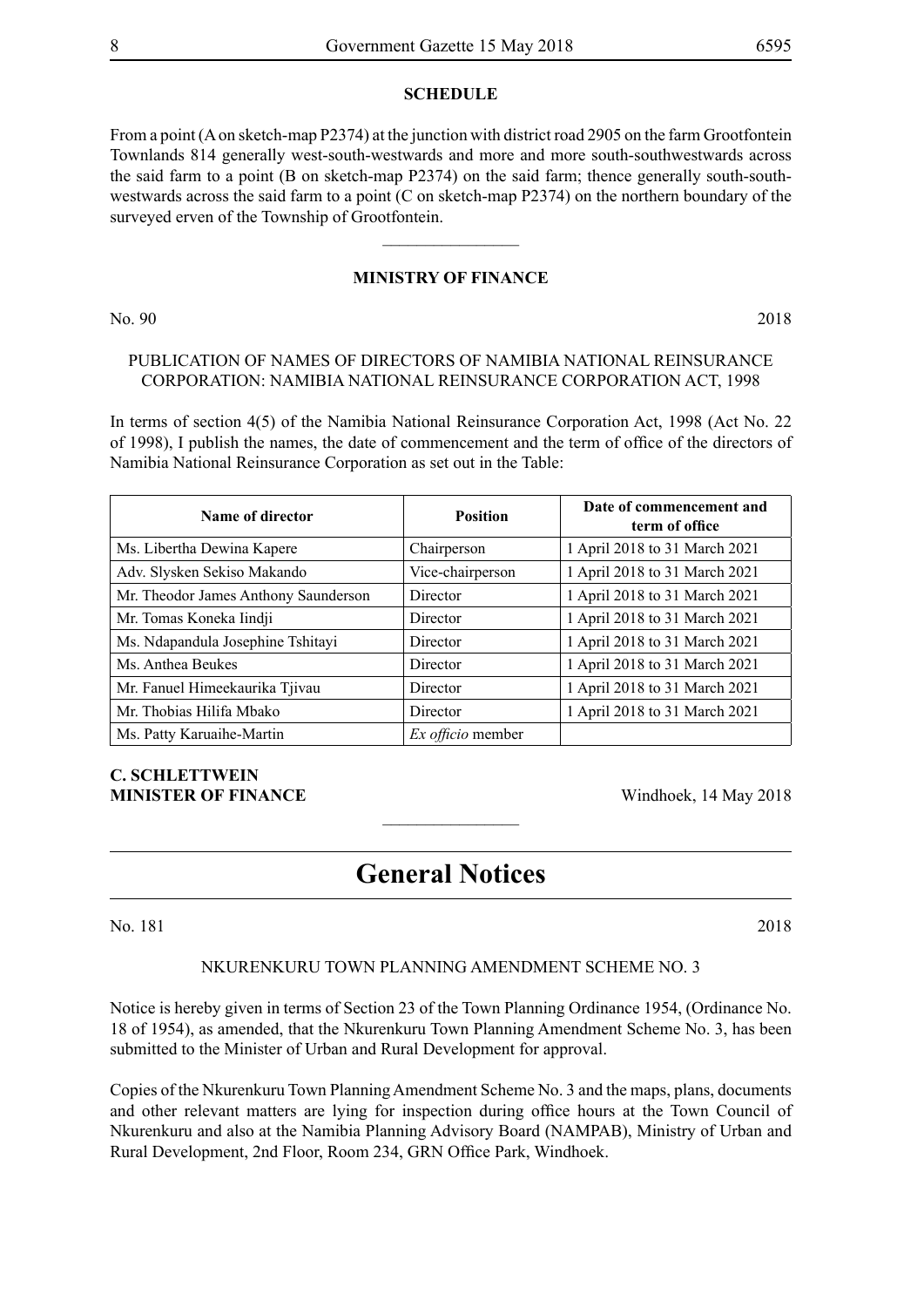**SCHEDULE**

From a point (A on sketch-map P2374) at the junction with district road 2905 on the farm Grootfontein Townlands 814 generally west-south-westwards and more and more south-southwestwards across the said farm to a point (B on sketch-map P2374) on the said farm; thence generally south-south-westwards across the said farm to a point (C on sketch-map P2374) on the northern boundary of the surveyed erven of the Township of Grootfontein.

---

**MINISTRY OF FINANCE**

No. 90 2018

PUBLICATION OF NAMES OF DIRECTORS OF NAMIBIA NATIONAL REINSURANCE CORPORATION: NAMIBIA NATIONAL REINSURANCE CORPORATION ACT, 1998

In terms of section 4(5) of the Namibia National Reinsurance Corporation Act, 1998 (Act No. 22 of 1998), I publish the names, the date of commencement and the term of office of the directors of Namibia National Reinsurance Corporation as set out in the Table:

| Name of director | Position | Date of commencement and term of office |
|---|---|---|
| Ms. Libertha Dewina Kapere | Chairperson | 1 April 2018 to 31 March 2021 |
| Adv. Slysken Sekiso Makando | Vice-chairperson | 1 April 2018 to 31 March 2021 |
| Mr. Theodor James Anthony Saunderson | Director | 1 April 2018 to 31 March 2021 |
| Mr. Tomas Koneka Iindji | Director | 1 April 2018 to 31 March 2021 |
| Ms. Ndapandula Josephine Tshitayi | Director | 1 April 2018 to 31 March 2021 |
| Ms. Anthea Beukes | Director | 1 April 2018 to 31 March 2021 |
| Mr. Fanuel Himeekaurika Tjivau | Director | 1 April 2018 to 31 March 2021 |
| Mr. Thobias Hilifa Mbako | Director | 1 April 2018 to 31 March 2021 |
| Ms. Patty Karuaihe-Martin | *Ex officio* member | |

**C. SCHLETTWEIN**
**MINISTER OF FINANCE** Windhoek, 14 May 2018

---

# General Notices

No. 181 2018

NKURENKURU TOWN PLANNING AMENDMENT SCHEME NO. 3

Notice is hereby given in terms of Section 23 of the Town Planning Ordinance 1954, (Ordinance No. 18 of 1954), as amended, that the Nkurenkuru Town Planning Amendment Scheme No. 3, has been submitted to the Minister of Urban and Rural Development for approval.

Copies of the Nkurenkuru Town Planning Amendment Scheme No. 3 and the maps, plans, documents and other relevant matters are lying for inspection during office hours at the Town Council of Nkurenkuru and also at the Namibia Planning Advisory Board (NAMPAB), Ministry of Urban and Rural Development, 2nd Floor, Room 234, GRN Office Park, Windhoek.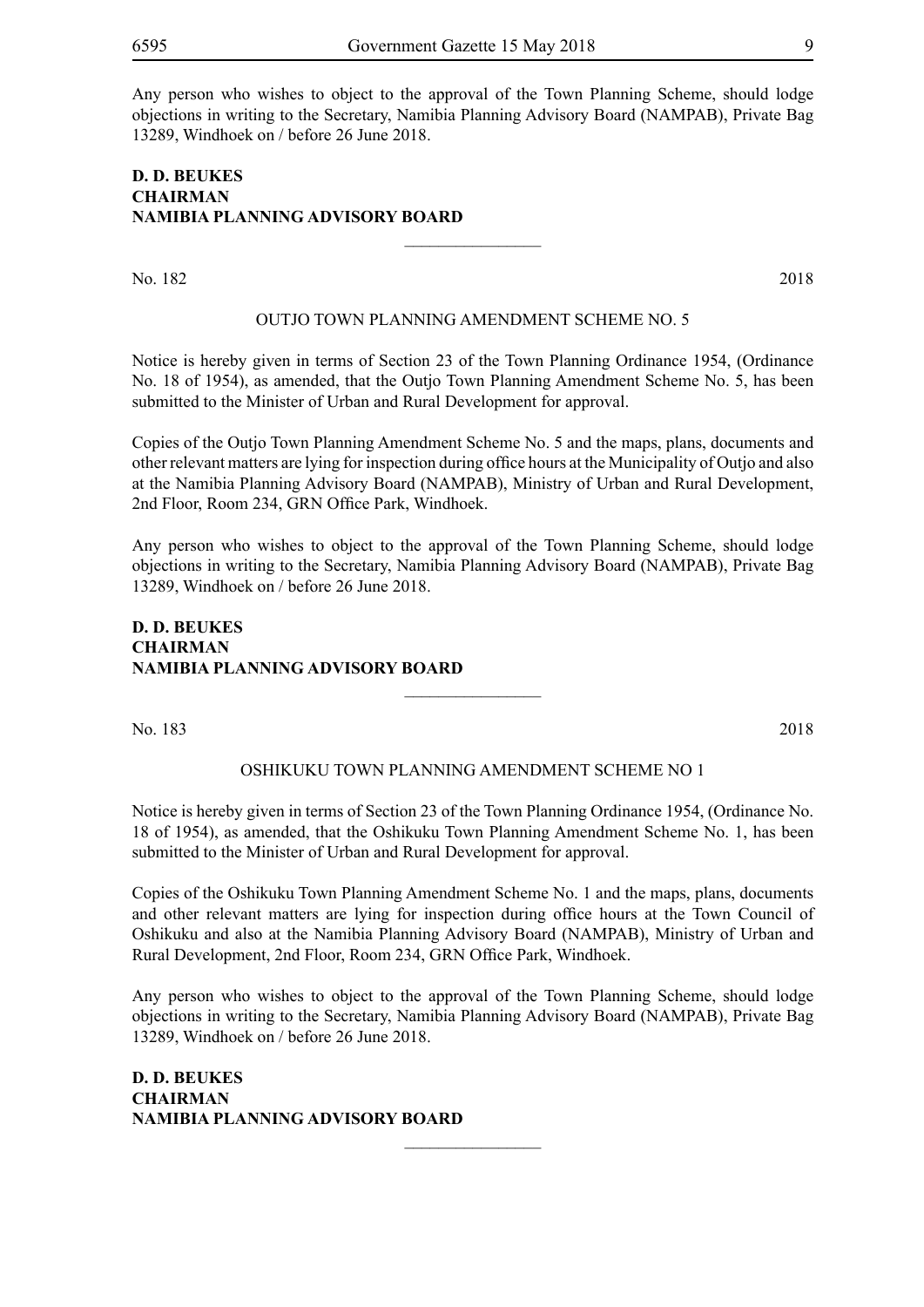Any person who wishes to object to the approval of the Town Planning Scheme, should lodge objections in writing to the Secretary, Namibia Planning Advisory Board (NAMPAB), Private Bag 13289, Windhoek on / before 26 June 2018.

**D. D. BEUKES**
**CHAIRMAN**
**NAMIBIA PLANNING ADVISORY BOARD**

---

No. 182 2018

OUTJO TOWN PLANNING AMENDMENT SCHEME NO. 5

Notice is hereby given in terms of Section 23 of the Town Planning Ordinance 1954, (Ordinance No. 18 of 1954), as amended, that the Outjo Town Planning Amendment Scheme No. 5, has been submitted to the Minister of Urban and Rural Development for approval.

Copies of the Outjo Town Planning Amendment Scheme No. 5 and the maps, plans, documents and other relevant matters are lying for inspection during office hours at the Municipality of Outjo and also at the Namibia Planning Advisory Board (NAMPAB), Ministry of Urban and Rural Development, 2nd Floor, Room 234, GRN Office Park, Windhoek.

Any person who wishes to object to the approval of the Town Planning Scheme, should lodge objections in writing to the Secretary, Namibia Planning Advisory Board (NAMPAB), Private Bag 13289, Windhoek on / before 26 June 2018.

**D. D. BEUKES**
**CHAIRMAN**
**NAMIBIA PLANNING ADVISORY BOARD**

---

No. 183 2018

OSHIKUKU TOWN PLANNING AMENDMENT SCHEME NO 1

Notice is hereby given in terms of Section 23 of the Town Planning Ordinance 1954, (Ordinance No. 18 of 1954), as amended, that the Oshikuku Town Planning Amendment Scheme No. 1, has been submitted to the Minister of Urban and Rural Development for approval.

Copies of the Oshikuku Town Planning Amendment Scheme No. 1 and the maps, plans, documents and other relevant matters are lying for inspection during office hours at the Town Council of Oshikuku and also at the Namibia Planning Advisory Board (NAMPAB), Ministry of Urban and Rural Development, 2nd Floor, Room 234, GRN Office Park, Windhoek.

Any person who wishes to object to the approval of the Town Planning Scheme, should lodge objections in writing to the Secretary, Namibia Planning Advisory Board (NAMPAB), Private Bag 13289, Windhoek on / before 26 June 2018.

**D. D. BEUKES**
**CHAIRMAN**
**NAMIBIA PLANNING ADVISORY BOARD**

---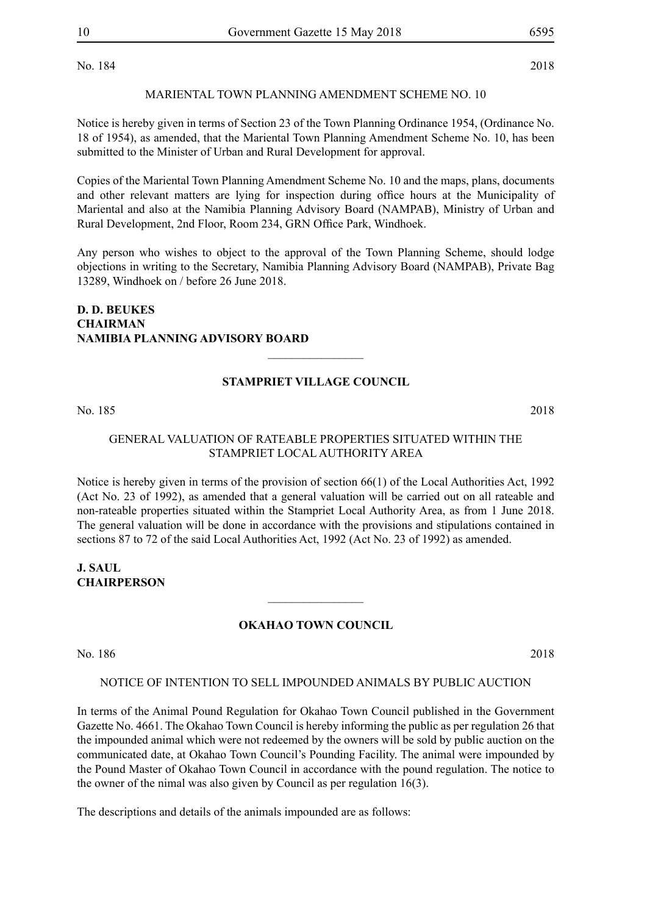No. 184 2018

MARIENTAL TOWN PLANNING AMENDMENT SCHEME NO. 10

Notice is hereby given in terms of Section 23 of the Town Planning Ordinance 1954, (Ordinance No. 18 of 1954), as amended, that the Mariental Town Planning Amendment Scheme No. 10, has been submitted to the Minister of Urban and Rural Development for approval.

Copies of the Mariental Town Planning Amendment Scheme No. 10 and the maps, plans, documents and other relevant matters are lying for inspection during office hours at the Municipality of Mariental and also at the Namibia Planning Advisory Board (NAMPAB), Ministry of Urban and Rural Development, 2nd Floor, Room 234, GRN Office Park, Windhoek.

Any person who wishes to object to the approval of the Town Planning Scheme, should lodge objections in writing to the Secretary, Namibia Planning Advisory Board (NAMPAB), Private Bag 13289, Windhoek on / before 26 June 2018.

**D. D. BEUKES**
**CHAIRMAN**
**NAMIBIA PLANNING ADVISORY BOARD**

---

**STAMPRIET VILLAGE COUNCIL**

No. 185 2018

GENERAL VALUATION OF RATEABLE PROPERTIES SITUATED WITHIN THE STAMPRIET LOCAL AUTHORITY AREA

Notice is hereby given in terms of the provision of section 66(1) of the Local Authorities Act, 1992 (Act No. 23 of 1992), as amended that a general valuation will be carried out on all rateable and non-rateable properties situated within the Stampriet Local Authority Area, as from 1 June 2018. The general valuation will be done in accordance with the provisions and stipulations contained in sections 87 to 72 of the said Local Authorities Act, 1992 (Act No. 23 of 1992) as amended.

**J. SAUL**
**CHAIRPERSON**

---

**OKAHAO TOWN COUNCIL**

No. 186 2018

NOTICE OF INTENTION TO SELL IMPOUNDED ANIMALS BY PUBLIC AUCTION

In terms of the Animal Pound Regulation for Okahao Town Council published in the Government Gazette No. 4661. The Okahao Town Council is hereby informing the public as per regulation 26 that the impounded animal which were not redeemed by the owners will be sold by public auction on the communicated date, at Okahao Town Council's Pounding Facility. The animal were impounded by the Pound Master of Okahao Town Council in accordance with the pound regulation. The notice to the owner of the nimal was also given by Council as per regulation 16(3).

The descriptions and details of the animals impounded are as follows: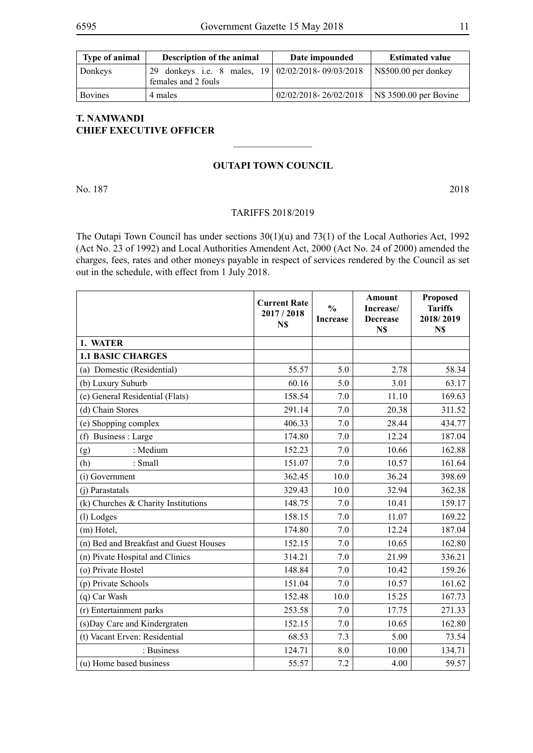| Type of animal | Description of the animal | Date impounded | Estimated value |
|---|---|---|---|
| Donkeys | 29 donkeys i.e. 8 males, 19 females and 2 fouls | 02/02/2018- 09/03/2018 | N$500.00 per donkey |
| Bovines | 4 males | 02/02/2018- 26/02/2018 | N$ 3500.00 per Bovine |

**T. NAMWANDI**
**CHIEF EXECUTIVE OFFICER**

---

## OUTAPI TOWN COUNCIL

No. 187 2018

TARIFFS 2018/2019

The Outapi Town Council has under sections 30(1)(u) and 73(1) of the Local Authories Act, 1992 (Act No. 23 of 1992) and Local Authorities Amendent Act, 2000 (Act No. 24 of 2000) amended the charges, fees, rates and other moneys payable in respect of services rendered by the Council as set out in the schedule, with effect from 1 July 2018.

| | Current Rate 2017 / 2018 N$ | % Increase | Amount Increase/ Decrease N$ | Proposed Tariffs 2018/ 2019 N$ |
|---|---|---|---|---|
| **1. WATER** | | | | |
| **1.1 BASIC CHARGES** | | | | |
| (a) Domestic (Residential) | 55.57 | 5.0 | 2.78 | 58.34 |
| (b) Luxury Suburb | 60.16 | 5.0 | 3.01 | 63.17 |
| (c) General Residential (Flats) | 158.54 | 7.0 | 11.10 | 169.63 |
| (d) Chain Stores | 291.14 | 7.0 | 20.38 | 311.52 |
| (e) Shopping complex | 406.33 | 7.0 | 28.44 | 434.77 |
| (f) Business : Large | 174.80 | 7.0 | 12.24 | 187.04 |
| (g) : Medium | 152.23 | 7.0 | 10.66 | 162.88 |
| (h) : Small | 151.07 | 7.0 | 10.57 | 161.64 |
| (i) Government | 362.45 | 10.0 | 36.24 | 398.69 |
| (j) Parastatals | 329.43 | 10.0 | 32.94 | 362.38 |
| (k) Churches & Charity Institutions | 148.75 | 7.0 | 10.41 | 159.17 |
| (l) Lodges | 158.15 | 7.0 | 11.07 | 169.22 |
| (m) Hotel, | 174.80 | 7.0 | 12.24 | 187.04 |
| (n) Bed and Breakfast and Guest Houses | 152.15 | 7.0 | 10.65 | 162.80 |
| (n) Pivate Hospital and Clinics | 314.21 | 7.0 | 21.99 | 336.21 |
| (o) Private Hostel | 148.84 | 7.0 | 10.42 | 159.26 |
| (p) Private Schools | 151.04 | 7.0 | 10.57 | 161.62 |
| (q) Car Wash | 152.48 | 10.0 | 15.25 | 167.73 |
| (r) Entertainment parks | 253.58 | 7.0 | 17.75 | 271.33 |
| (s)Day Care and Kindergraten | 152.15 | 7.0 | 10.65 | 162.80 |
| (t) Vacant Erven: Residential | 68.53 | 7.3 | 5.00 | 73.54 |
| : Business | 124.71 | 8.0 | 10.00 | 134.71 |
| (u) Home based business | 55.57 | 7.2 | 4.00 | 59.57 |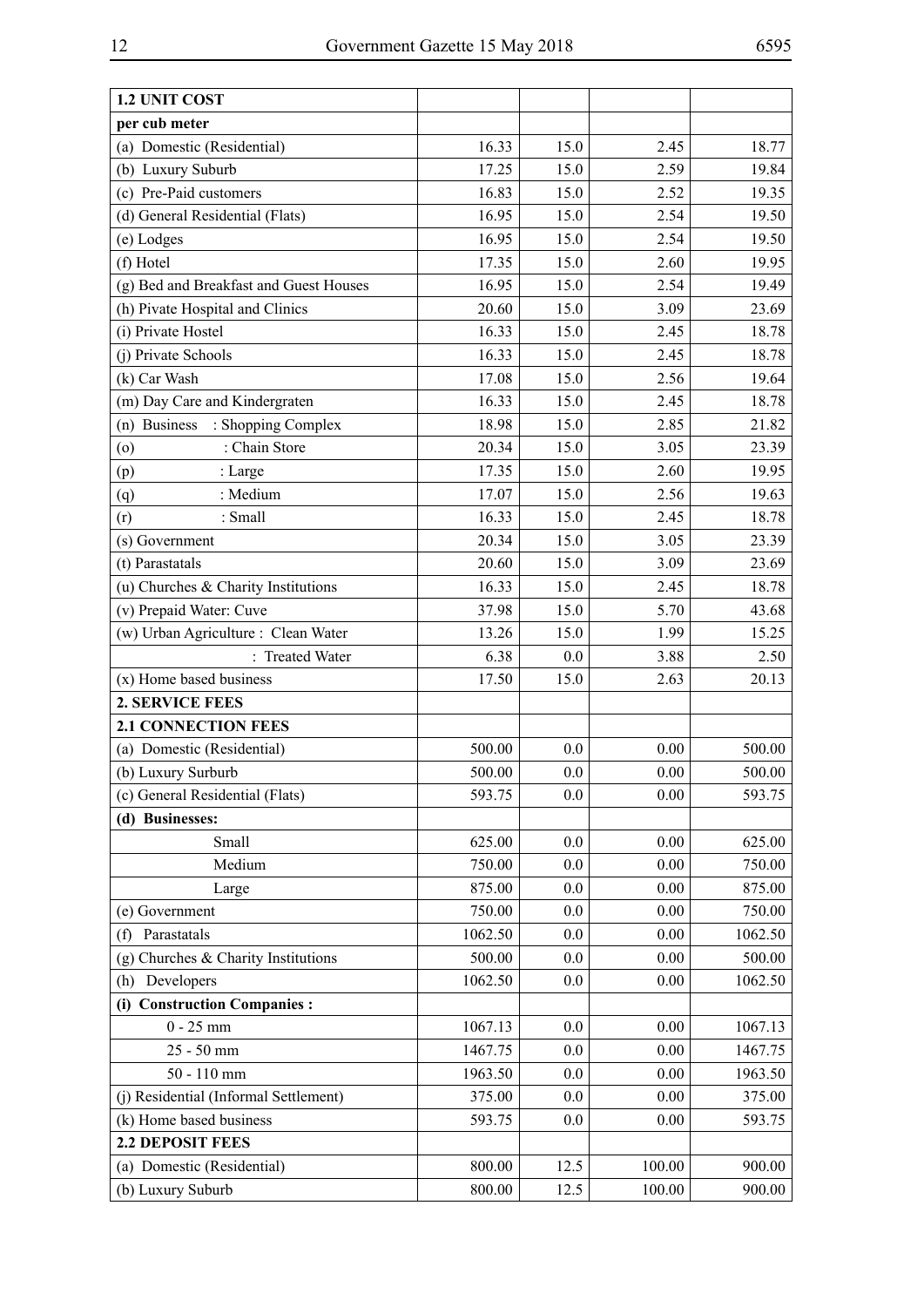| 1.2 UNIT COST | | | | |
|---|---|---|---|---|
| **per cub meter** | | | | |
| (a) Domestic (Residential) | 16.33 | 15.0 | 2.45 | 18.77 |
| (b) Luxury Suburb | 17.25 | 15.0 | 2.59 | 19.84 |
| (c) Pre-Paid customers | 16.83 | 15.0 | 2.52 | 19.35 |
| (d) General Residential (Flats) | 16.95 | 15.0 | 2.54 | 19.50 |
| (e) Lodges | 16.95 | 15.0 | 2.54 | 19.50 |
| (f) Hotel | 17.35 | 15.0 | 2.60 | 19.95 |
| (g) Bed and Breakfast and Guest Houses | 16.95 | 15.0 | 2.54 | 19.49 |
| (h) Pivate Hospital and Clinics | 20.60 | 15.0 | 3.09 | 23.69 |
| (i) Private Hostel | 16.33 | 15.0 | 2.45 | 18.78 |
| (j) Private Schools | 16.33 | 15.0 | 2.45 | 18.78 |
| (k) Car Wash | 17.08 | 15.0 | 2.56 | 19.64 |
| (m) Day Care and Kindergraten | 16.33 | 15.0 | 2.45 | 18.78 |
| (n) Business : Shopping Complex | 18.98 | 15.0 | 2.85 | 21.82 |
| (o) : Chain Store | 20.34 | 15.0 | 3.05 | 23.39 |
| (p) : Large | 17.35 | 15.0 | 2.60 | 19.95 |
| (q) : Medium | 17.07 | 15.0 | 2.56 | 19.63 |
| (r) : Small | 16.33 | 15.0 | 2.45 | 18.78 |
| (s) Government | 20.34 | 15.0 | 3.05 | 23.39 |
| (t) Parastatals | 20.60 | 15.0 | 3.09 | 23.69 |
| (u) Churches & Charity Institutions | 16.33 | 15.0 | 2.45 | 18.78 |
| (v) Prepaid Water: Cuve | 37.98 | 15.0 | 5.70 | 43.68 |
| (w) Urban Agriculture : Clean Water | 13.26 | 15.0 | 1.99 | 15.25 |
| : Treated Water | 6.38 | 0.0 | 3.88 | 2.50 |
| (x) Home based business | 17.50 | 15.0 | 2.63 | 20.13 |
| **2. SERVICE FEES** | | | | |
| **2.1 CONNECTION FEES** | | | | |
| (a) Domestic (Residential) | 500.00 | 0.0 | 0.00 | 500.00 |
| (b) Luxury Surburb | 500.00 | 0.0 | 0.00 | 500.00 |
| (c) General Residential (Flats) | 593.75 | 0.0 | 0.00 | 593.75 |
| **(d) Businesses:** | | | | |
| Small | 625.00 | 0.0 | 0.00 | 625.00 |
| Medium | 750.00 | 0.0 | 0.00 | 750.00 |
| Large | 875.00 | 0.0 | 0.00 | 875.00 |
| (e) Government | 750.00 | 0.0 | 0.00 | 750.00 |
| (f) Parastatals | 1062.50 | 0.0 | 0.00 | 1062.50 |
| (g) Churches & Charity Institutions | 500.00 | 0.0 | 0.00 | 500.00 |
| (h) Developers | 1062.50 | 0.0 | 0.00 | 1062.50 |
| **(i) Construction Companies :** | | | | |
| 0 - 25 mm | 1067.13 | 0.0 | 0.00 | 1067.13 |
| 25 - 50 mm | 1467.75 | 0.0 | 0.00 | 1467.75 |
| 50 - 110 mm | 1963.50 | 0.0 | 0.00 | 1963.50 |
| (j) Residential (Informal Settlement) | 375.00 | 0.0 | 0.00 | 375.00 |
| (k) Home based business | 593.75 | 0.0 | 0.00 | 593.75 |
| **2.2 DEPOSIT FEES** | | | | |
| (a) Domestic (Residential) | 800.00 | 12.5 | 100.00 | 900.00 |
| (b) Luxury Suburb | 800.00 | 12.5 | 100.00 | 900.00 |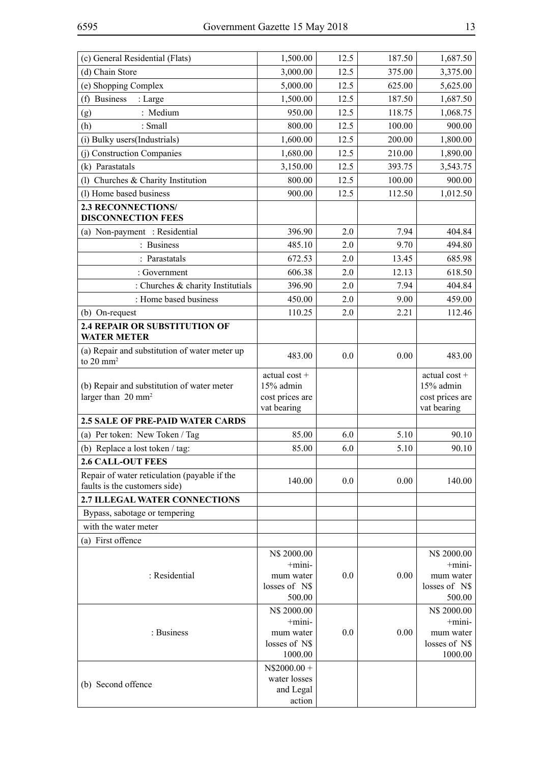| | | | | |
|---|---|---|---|---|
| (c) General Residential (Flats) | 1,500.00 | 12.5 | 187.50 | 1,687.50 |
| (d) Chain Store | 3,000.00 | 12.5 | 375.00 | 3,375.00 |
| (e) Shopping Complex | 5,000.00 | 12.5 | 625.00 | 5,625.00 |
| (f) Business : Large | 1,500.00 | 12.5 | 187.50 | 1,687.50 |
| (g) : Medium | 950.00 | 12.5 | 118.75 | 1,068.75 |
| (h) : Small | 800.00 | 12.5 | 100.00 | 900.00 |
| (i) Bulky users(Industrials) | 1,600.00 | 12.5 | 200.00 | 1,800.00 |
| (j) Construction Companies | 1,680.00 | 12.5 | 210.00 | 1,890.00 |
| (k) Parastatals | 3,150.00 | 12.5 | 393.75 | 3,543.75 |
| (l) Churches & Charity Institution | 800.00 | 12.5 | 100.00 | 900.00 |
| (l) Home based business | 900.00 | 12.5 | 112.50 | 1,012.50 |
| **2.3 RECONNECTIONS/ DISCONNECTION FEES** | | | | |
| (a) Non-payment : Residential | 396.90 | 2.0 | 7.94 | 404.84 |
| : Business | 485.10 | 2.0 | 9.70 | 494.80 |
| : Parastatals | 672.53 | 2.0 | 13.45 | 685.98 |
| : Government | 606.38 | 2.0 | 12.13 | 618.50 |
| : Churches & charity Institutials | 396.90 | 2.0 | 7.94 | 404.84 |
| : Home based business | 450.00 | 2.0 | 9.00 | 459.00 |
| (b) On-request | 110.25 | 2.0 | 2.21 | 112.46 |
| **2.4 REPAIR OR SUBSTITUTION OF WATER METER** | | | | |
| (a) Repair and substitution of water meter up to 20 $mm^2$ | 483.00 | 0.0 | 0.00 | 483.00 |
| (b) Repair and substitution of water meter larger than 20 $mm^2$ | actual cost + 15% admin cost prices are vat bearing | | | actual cost + 15% admin cost prices are vat bearing |
| **2.5 SALE OF PRE-PAID WATER CARDS** | | | | |
| (a) Per token: New Token / Tag | 85.00 | 6.0 | 5.10 | 90.10 |
| (b) Replace a lost token / tag: | 85.00 | 6.0 | 5.10 | 90.10 |
| **2.6 CALL-OUT FEES** | | | | |
| Repair of water reticulation (payable if the faults is the customers side) | 140.00 | 0.0 | 0.00 | 140.00 |
| **2.7 ILLEGAL WATER CONNECTIONS** | | | | |
| Bypass, sabotage or tempering | | | | |
| with the water meter | | | | |
| (a) First offence | | | | |
| : Residential | N$ 2000.00 +minimum water losses of N$ 500.00 | 0.0 | 0.00 | N$ 2000.00 +minimum water losses of N$ 500.00 |
| : Business | N$ 2000.00 +minimum water losses of N$ 1000.00 | 0.0 | 0.00 | N$ 2000.00 +minimum water losses of N$ 1000.00 |
| (b) Second offence | N$2000.00 + water losses and Legal action | | | |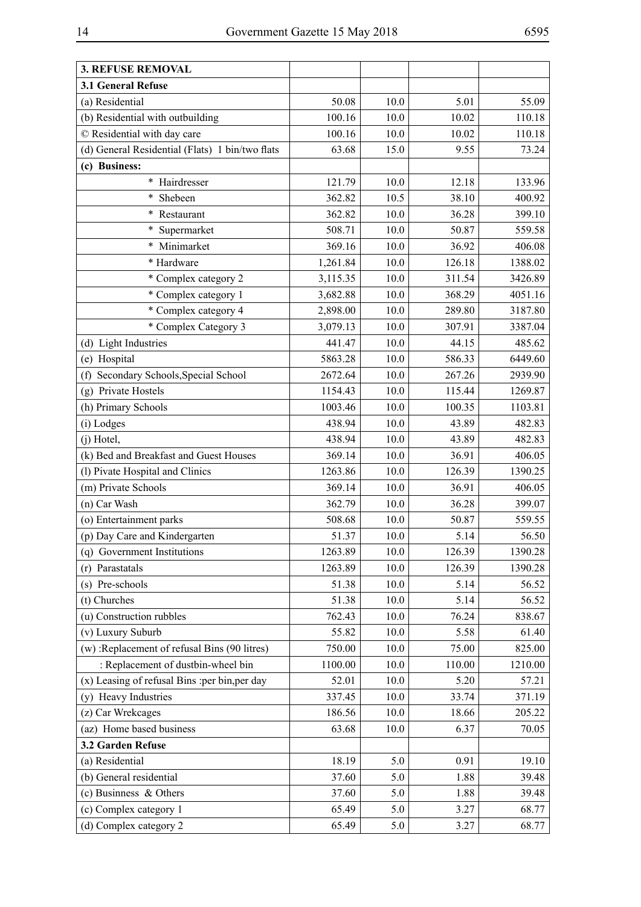| 3. REFUSE REMOVAL | | | | |
|---|---|---|---|---|
| **3.1 General Refuse** | | | | |
| (a) Residential | 50.08 | 10.0 | 5.01 | 55.09 |
| (b) Residential with outbuilding | 100.16 | 10.0 | 10.02 | 110.18 |
| © Residential with day care | 100.16 | 10.0 | 10.02 | 110.18 |
| (d) General Residential (Flats) 1 bin/two flats | 63.68 | 15.0 | 9.55 | 73.24 |
| **(c) Business:** | | | | |
| * Hairdresser | 121.79 | 10.0 | 12.18 | 133.96 |
| * Shebeen | 362.82 | 10.5 | 38.10 | 400.92 |
| * Restaurant | 362.82 | 10.0 | 36.28 | 399.10 |
| * Supermarket | 508.71 | 10.0 | 50.87 | 559.58 |
| * Minimarket | 369.16 | 10.0 | 36.92 | 406.08 |
| * Hardware | 1,261.84 | 10.0 | 126.18 | 1388.02 |
| * Complex category 2 | 3,115.35 | 10.0 | 311.54 | 3426.89 |
| * Complex category 1 | 3,682.88 | 10.0 | 368.29 | 4051.16 |
| * Complex category 4 | 2,898.00 | 10.0 | 289.80 | 3187.80 |
| * Complex Category 3 | 3,079.13 | 10.0 | 307.91 | 3387.04 |
| (d) Light Industries | 441.47 | 10.0 | 44.15 | 485.62 |
| (e) Hospital | 5863.28 | 10.0 | 586.33 | 6449.60 |
| (f) Secondary Schools,Special School | 2672.64 | 10.0 | 267.26 | 2939.90 |
| (g) Private Hostels | 1154.43 | 10.0 | 115.44 | 1269.87 |
| (h) Primary Schools | 1003.46 | 10.0 | 100.35 | 1103.81 |
| (i) Lodges | 438.94 | 10.0 | 43.89 | 482.83 |
| (j) Hotel, | 438.94 | 10.0 | 43.89 | 482.83 |
| (k) Bed and Breakfast and Guest Houses | 369.14 | 10.0 | 36.91 | 406.05 |
| (l) Pivate Hospital and Clinics | 1263.86 | 10.0 | 126.39 | 1390.25 |
| (m) Private Schools | 369.14 | 10.0 | 36.91 | 406.05 |
| (n) Car Wash | 362.79 | 10.0 | 36.28 | 399.07 |
| (o) Entertainment parks | 508.68 | 10.0 | 50.87 | 559.55 |
| (p) Day Care and Kindergarten | 51.37 | 10.0 | 5.14 | 56.50 |
| (q) Government Institutions | 1263.89 | 10.0 | 126.39 | 1390.28 |
| (r) Parastatals | 1263.89 | 10.0 | 126.39 | 1390.28 |
| (s) Pre-schools | 51.38 | 10.0 | 5.14 | 56.52 |
| (t) Churches | 51.38 | 10.0 | 5.14 | 56.52 |
| (u) Construction rubbles | 762.43 | 10.0 | 76.24 | 838.67 |
| (v) Luxury Suburb | 55.82 | 10.0 | 5.58 | 61.40 |
| (w) :Replacement of refusal Bins (90 litres) | 750.00 | 10.0 | 75.00 | 825.00 |
| : Replacement of dustbin-wheel bin | 1100.00 | 10.0 | 110.00 | 1210.00 |
| (x) Leasing of refusal Bins :per bin,per day | 52.01 | 10.0 | 5.20 | 57.21 |
| (y) Heavy Industries | 337.45 | 10.0 | 33.74 | 371.19 |
| (z) Car Wrekcages | 186.56 | 10.0 | 18.66 | 205.22 |
| (az) Home based business | 63.68 | 10.0 | 6.37 | 70.05 |
| **3.2 Garden Refuse** | | | | |
| (a) Residential | 18.19 | 5.0 | 0.91 | 19.10 |
| (b) General residential | 37.60 | 5.0 | 1.88 | 39.48 |
| (c) Businness & Others | 37.60 | 5.0 | 1.88 | 39.48 |
| (c) Complex category 1 | 65.49 | 5.0 | 3.27 | 68.77 |
| (d) Complex category 2 | 65.49 | 5.0 | 3.27 | 68.77 |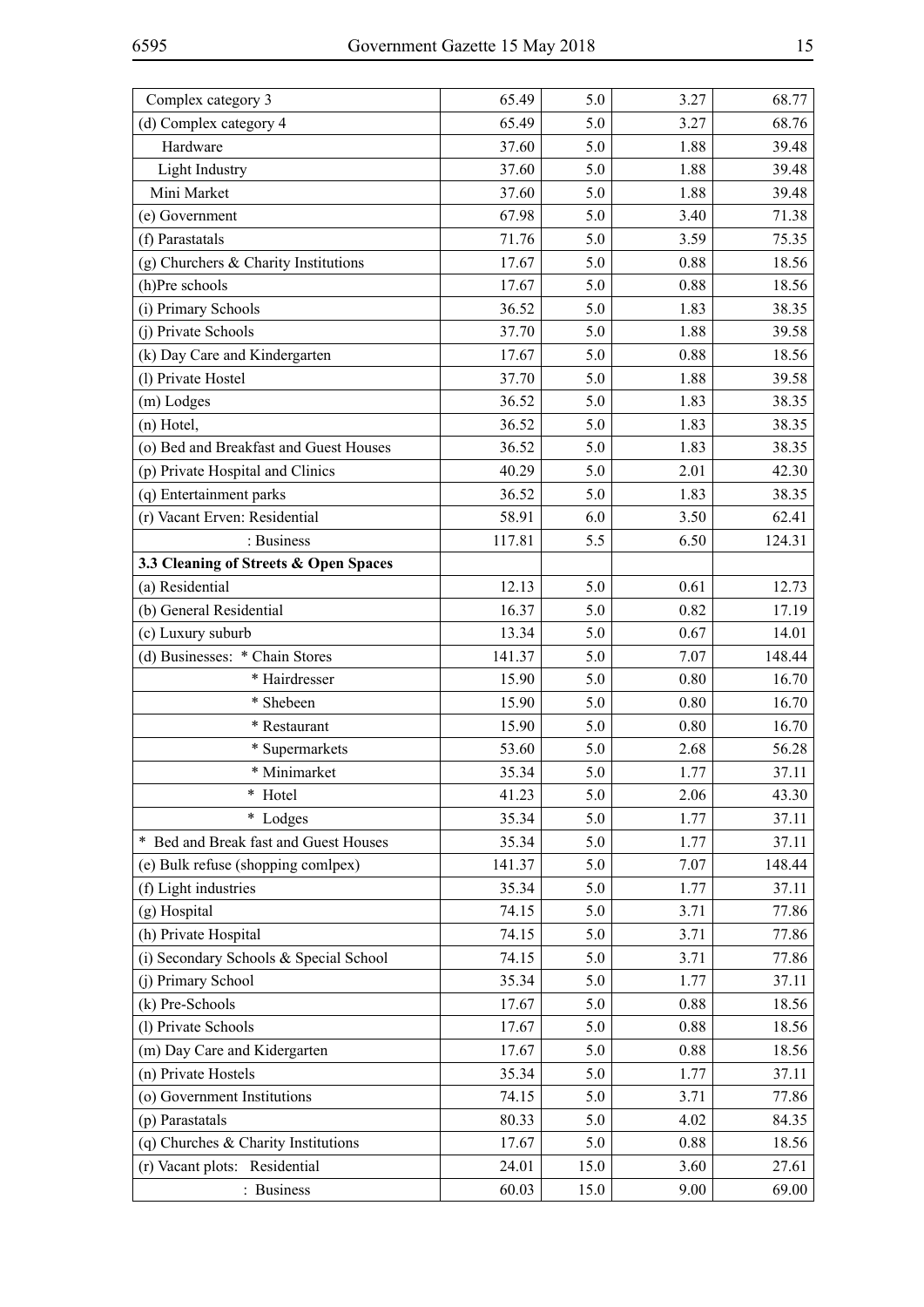| | | | | |
|---|---|---|---|---|
| Complex category 3 | 65.49 | 5.0 | 3.27 | 68.77 |
| (d) Complex category 4 | 65.49 | 5.0 | 3.27 | 68.76 |
| Hardware | 37.60 | 5.0 | 1.88 | 39.48 |
| Light Industry | 37.60 | 5.0 | 1.88 | 39.48 |
| Mini Market | 37.60 | 5.0 | 1.88 | 39.48 |
| (e) Government | 67.98 | 5.0 | 3.40 | 71.38 |
| (f) Parastatals | 71.76 | 5.0 | 3.59 | 75.35 |
| (g) Churchers & Charity Institutions | 17.67 | 5.0 | 0.88 | 18.56 |
| (h)Pre schools | 17.67 | 5.0 | 0.88 | 18.56 |
| (i) Primary Schools | 36.52 | 5.0 | 1.83 | 38.35 |
| (j) Private Schools | 37.70 | 5.0 | 1.88 | 39.58 |
| (k) Day Care and Kindergarten | 17.67 | 5.0 | 0.88 | 18.56 |
| (l) Private Hostel | 37.70 | 5.0 | 1.88 | 39.58 |
| (m) Lodges | 36.52 | 5.0 | 1.83 | 38.35 |
| (n) Hotel, | 36.52 | 5.0 | 1.83 | 38.35 |
| (o) Bed and Breakfast and Guest Houses | 36.52 | 5.0 | 1.83 | 38.35 |
| (p) Private Hospital and Clinics | 40.29 | 5.0 | 2.01 | 42.30 |
| (q) Entertainment parks | 36.52 | 5.0 | 1.83 | 38.35 |
| (r) Vacant Erven: Residential | 58.91 | 6.0 | 3.50 | 62.41 |
| : Business | 117.81 | 5.5 | 6.50 | 124.31 |
| **3.3 Cleaning of Streets & Open Spaces** | | | | |
| (a) Residential | 12.13 | 5.0 | 0.61 | 12.73 |
| (b) General Residential | 16.37 | 5.0 | 0.82 | 17.19 |
| (c) Luxury suburb | 13.34 | 5.0 | 0.67 | 14.01 |
| (d) Businesses: * Chain Stores | 141.37 | 5.0 | 7.07 | 148.44 |
| * Hairdresser | 15.90 | 5.0 | 0.80 | 16.70 |
| * Shebeen | 15.90 | 5.0 | 0.80 | 16.70 |
| * Restaurant | 15.90 | 5.0 | 0.80 | 16.70 |
| * Supermarkets | 53.60 | 5.0 | 2.68 | 56.28 |
| * Minimarket | 35.34 | 5.0 | 1.77 | 37.11 |
| * Hotel | 41.23 | 5.0 | 2.06 | 43.30 |
| * Lodges | 35.34 | 5.0 | 1.77 | 37.11 |
| * Bed and Break fast and Guest Houses | 35.34 | 5.0 | 1.77 | 37.11 |
| (e) Bulk refuse (shopping comlpex) | 141.37 | 5.0 | 7.07 | 148.44 |
| (f) Light industries | 35.34 | 5.0 | 1.77 | 37.11 |
| (g) Hospital | 74.15 | 5.0 | 3.71 | 77.86 |
| (h) Private Hospital | 74.15 | 5.0 | 3.71 | 77.86 |
| (i) Secondary Schools & Special School | 74.15 | 5.0 | 3.71 | 77.86 |
| (j) Primary School | 35.34 | 5.0 | 1.77 | 37.11 |
| (k) Pre-Schools | 17.67 | 5.0 | 0.88 | 18.56 |
| (l) Private Schools | 17.67 | 5.0 | 0.88 | 18.56 |
| (m) Day Care and Kidergarten | 17.67 | 5.0 | 0.88 | 18.56 |
| (n) Private Hostels | 35.34 | 5.0 | 1.77 | 37.11 |
| (o) Government Institutions | 74.15 | 5.0 | 3.71 | 77.86 |
| (p) Parastatals | 80.33 | 5.0 | 4.02 | 84.35 |
| (q) Churches & Charity Institutions | 17.67 | 5.0 | 0.88 | 18.56 |
| (r) Vacant plots: Residential | 24.01 | 15.0 | 3.60 | 27.61 |
| : Business | 60.03 | 15.0 | 9.00 | 69.00 |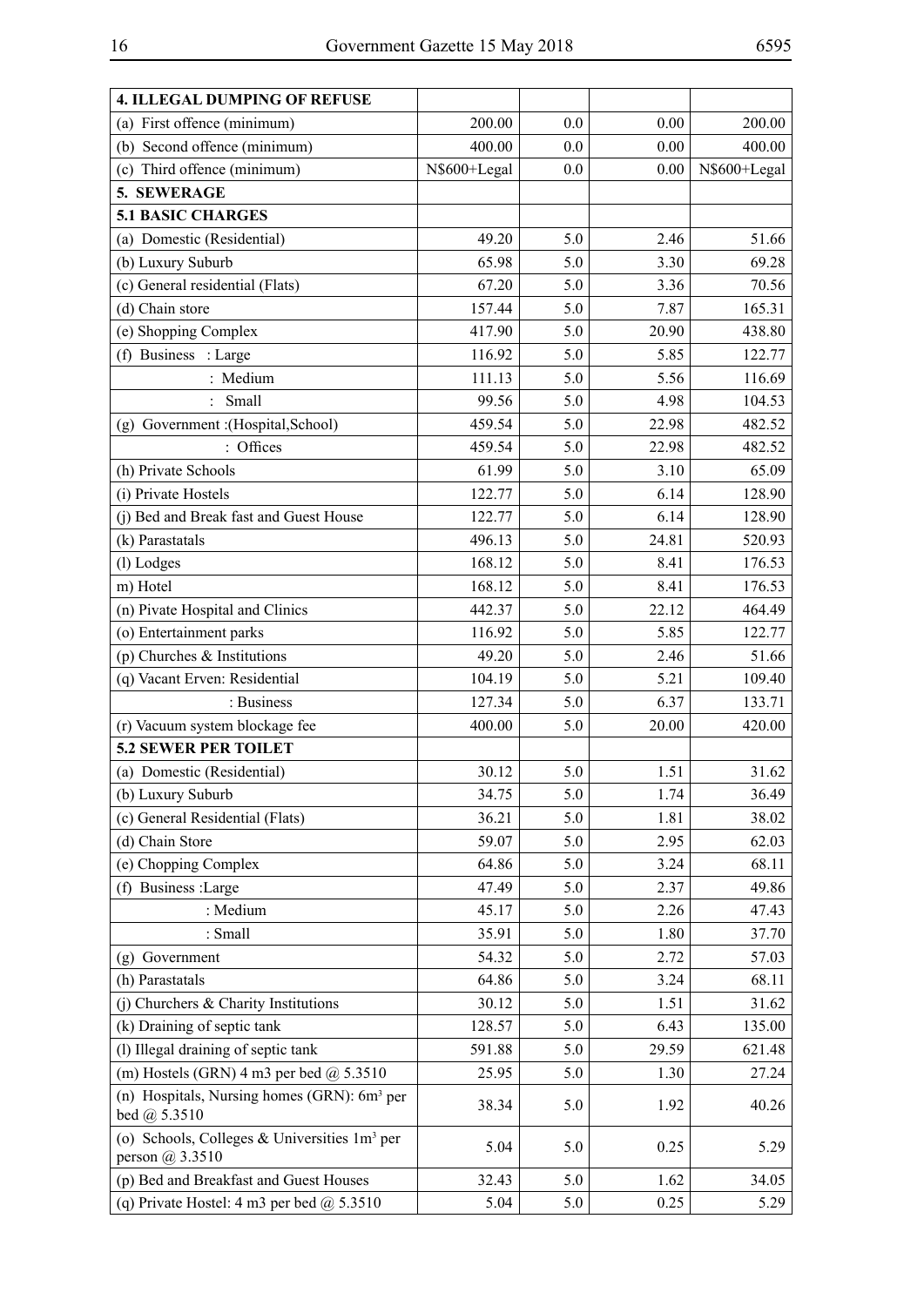| 4. ILLEGAL DUMPING OF REFUSE | | | | |
|---|---|---|---|---|
| (a) First offence (minimum) | 200.00 | 0.0 | 0.00 | 200.00 |
| (b) Second offence (minimum) | 400.00 | 0.0 | 0.00 | 400.00 |
| (c) Third offence (minimum) | N$600+Legal | 0.0 | 0.00 | N$600+Legal |
| **5. SEWERAGE** | | | | |
| **5.1 BASIC CHARGES** | | | | |
| (a) Domestic (Residential) | 49.20 | 5.0 | 2.46 | 51.66 |
| (b) Luxury Suburb | 65.98 | 5.0 | 3.30 | 69.28 |
| (c) General residential (Flats) | 67.20 | 5.0 | 3.36 | 70.56 |
| (d) Chain store | 157.44 | 5.0 | 7.87 | 165.31 |
| (e) Shopping Complex | 417.90 | 5.0 | 20.90 | 438.80 |
| (f) Business : Large | 116.92 | 5.0 | 5.85 | 122.77 |
| : Medium | 111.13 | 5.0 | 5.56 | 116.69 |
| : Small | 99.56 | 5.0 | 4.98 | 104.53 |
| (g) Government :(Hospital,School) | 459.54 | 5.0 | 22.98 | 482.52 |
| : Offices | 459.54 | 5.0 | 22.98 | 482.52 |
| (h) Private Schools | 61.99 | 5.0 | 3.10 | 65.09 |
| (i) Private Hostels | 122.77 | 5.0 | 6.14 | 128.90 |
| (j) Bed and Break fast and Guest House | 122.77 | 5.0 | 6.14 | 128.90 |
| (k) Parastatals | 496.13 | 5.0 | 24.81 | 520.93 |
| (l) Lodges | 168.12 | 5.0 | 8.41 | 176.53 |
| m) Hotel | 168.12 | 5.0 | 8.41 | 176.53 |
| (n) Pivate Hospital and Clinics | 442.37 | 5.0 | 22.12 | 464.49 |
| (o) Entertainment parks | 116.92 | 5.0 | 5.85 | 122.77 |
| (p) Churches & Institutions | 49.20 | 5.0 | 2.46 | 51.66 |
| (q) Vacant Erven: Residential | 104.19 | 5.0 | 5.21 | 109.40 |
| : Business | 127.34 | 5.0 | 6.37 | 133.71 |
| (r) Vacuum system blockage fee | 400.00 | 5.0 | 20.00 | 420.00 |
| **5.2 SEWER PER TOILET** | | | | |
| (a) Domestic (Residential) | 30.12 | 5.0 | 1.51 | 31.62 |
| (b) Luxury Suburb | 34.75 | 5.0 | 1.74 | 36.49 |
| (c) General Residential (Flats) | 36.21 | 5.0 | 1.81 | 38.02 |
| (d) Chain Store | 59.07 | 5.0 | 2.95 | 62.03 |
| (e) Chopping Complex | 64.86 | 5.0 | 3.24 | 68.11 |
| (f) Business :Large | 47.49 | 5.0 | 2.37 | 49.86 |
| : Medium | 45.17 | 5.0 | 2.26 | 47.43 |
| : Small | 35.91 | 5.0 | 1.80 | 37.70 |
| (g) Government | 54.32 | 5.0 | 2.72 | 57.03 |
| (h) Parastatals | 64.86 | 5.0 | 3.24 | 68.11 |
| (j) Churchers & Charity Institutions | 30.12 | 5.0 | 1.51 | 31.62 |
| (k) Draining of septic tank | 128.57 | 5.0 | 6.43 | 135.00 |
| (l) Illegal draining of septic tank | 591.88 | 5.0 | 29.59 | 621.48 |
| (m) Hostels (GRN) 4 m3 per bed @ 5.3510 | 25.95 | 5.0 | 1.30 | 27.24 |
| (n) Hospitals, Nursing homes (GRN): 6m$^3$ per bed @ 5.3510 | 38.34 | 5.0 | 1.92 | 40.26 |
| (o) Schools, Colleges & Universities 1m$^3$ per person @ 3.3510 | 5.04 | 5.0 | 0.25 | 5.29 |
| (p) Bed and Breakfast and Guest Houses | 32.43 | 5.0 | 1.62 | 34.05 |
| (q) Private Hostel: 4 m3 per bed @ 5.3510 | 5.04 | 5.0 | 0.25 | 5.29 |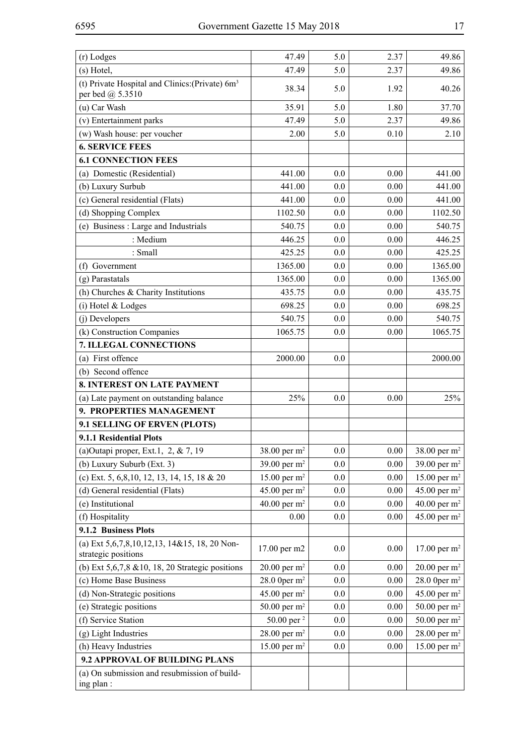| | | | | |
|---|---|---|---|---|
| (r) Lodges | 47.49 | 5.0 | 2.37 | 49.86 |
| (s) Hotel, | 47.49 | 5.0 | 2.37 | 49.86 |
| (t) Private Hospital and Clinics:(Private) $6m^3$ per bed @ 5.3510 | 38.34 | 5.0 | 1.92 | 40.26 |
| (u) Car Wash | 35.91 | 5.0 | 1.80 | 37.70 |
| (v) Entertainment parks | 47.49 | 5.0 | 2.37 | 49.86 |
| (w) Wash house: per voucher | 2.00 | 5.0 | 0.10 | 2.10 |
| **6. SERVICE FEES** | | | | |
| **6.1 CONNECTION FEES** | | | | |
| (a) Domestic (Residential) | 441.00 | 0.0 | 0.00 | 441.00 |
| (b) Luxury Surbub | 441.00 | 0.0 | 0.00 | 441.00 |
| (c) General residential (Flats) | 441.00 | 0.0 | 0.00 | 441.00 |
| (d) Shopping Complex | 1102.50 | 0.0 | 0.00 | 1102.50 |
| (e) Business : Large and Industrials | 540.75 | 0.0 | 0.00 | 540.75 |
| : Medium | 446.25 | 0.0 | 0.00 | 446.25 |
| : Small | 425.25 | 0.0 | 0.00 | 425.25 |
| (f) Government | 1365.00 | 0.0 | 0.00 | 1365.00 |
| (g) Parastatals | 1365.00 | 0.0 | 0.00 | 1365.00 |
| (h) Churches & Charity Institutions | 435.75 | 0.0 | 0.00 | 435.75 |
| (i) Hotel & Lodges | 698.25 | 0.0 | 0.00 | 698.25 |
| (j) Developers | 540.75 | 0.0 | 0.00 | 540.75 |
| (k) Construction Companies | 1065.75 | 0.0 | 0.00 | 1065.75 |
| **7. ILLEGAL CONNECTIONS** | | | | |
| (a) First offence | 2000.00 | 0.0 | | 2000.00 |
| (b) Second offence | | | | |
| **8. INTEREST ON LATE PAYMENT** | | | | |
| (a) Late payment on outstanding balance | 25% | 0.0 | 0.00 | 25% |
| **9. PROPERTIES MANAGEMENT** | | | | |
| **9.1 SELLING OF ERVEN (PLOTS)** | | | | |
| **9.1.1 Residential Plots** | | | | |
| (a)Outapi proper, Ext.1, 2, & 7, 19 | 38.00 per $m^2$ | 0.0 | 0.00 | 38.00 per $m^2$ |
| (b) Luxury Suburb (Ext. 3) | 39.00 per $m^2$ | 0.0 | 0.00 | 39.00 per $m^2$ |
| (c) Ext. 5, 6,8,10, 12, 13, 14, 15, 18 & 20 | 15.00 per $m^2$ | 0.0 | 0.00 | 15.00 per $m^2$ |
| (d) General residential (Flats) | 45.00 per $m^2$ | 0.0 | 0.00 | 45.00 per $m^2$ |
| (e) Institutional | 40.00 per $m^2$ | 0.0 | 0.00 | 40.00 per $m^2$ |
| (f) Hospitality | 0.00 | 0.0 | 0.00 | 45.00 per $m^2$ |
| **9.1.2 Business Plots** | | | | |
| (a) Ext 5,6,7,8,10,12,13, 14&15, 18, 20 Non-strategic positions | 17.00 per m2 | 0.0 | 0.00 | 17.00 per $m^2$ |
| (b) Ext 5,6,7,8 &10, 18, 20 Strategic positions | 20.00 per $m^2$ | 0.0 | 0.00 | 20.00 per $m^2$ |
| (c) Home Base Business | 28.0 0per $m^2$ | 0.0 | 0.00 | 28.0 0per $m^2$ |
| (d) Non-Strategic positions | 45.00 per $m^2$ | 0.0 | 0.00 | 45.00 per $m^2$ |
| (e) Strategic positions | 50.00 per $m^2$ | 0.0 | 0.00 | 50.00 per $m^2$ |
| (f) Service Station | 50.00 per $^2$ | 0.0 | 0.00 | 50.00 per $m^2$ |
| (g) Light Industries | 28.00 per $m^2$ | 0.0 | 0.00 | 28.00 per $m^2$ |
| (h) Heavy Industries | 15.00 per $m^2$ | 0.0 | 0.00 | 15.00 per $m^2$ |
| **9.2 APPROVAL OF BUILDING PLANS** | | | | |
| (a) On submission and resubmission of building plan : | | | | |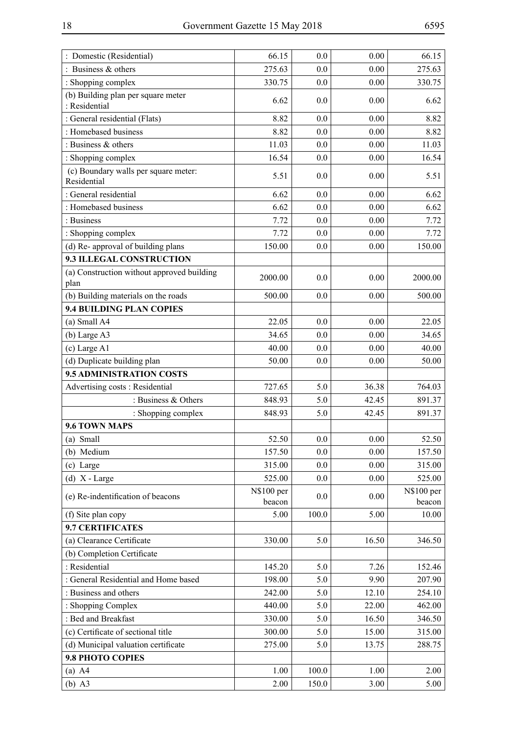| | | | | |
|---|---|---|---|---|
| : Domestic (Residential) | 66.15 | 0.0 | 0.00 | 66.15 |
| : Business & others | 275.63 | 0.0 | 0.00 | 275.63 |
| : Shopping complex | 330.75 | 0.0 | 0.00 | 330.75 |
| (b) Building plan per square meter : Residential | 6.62 | 0.0 | 0.00 | 6.62 |
| : General residential (Flats) | 8.82 | 0.0 | 0.00 | 8.82 |
| : Homebased business | 8.82 | 0.0 | 0.00 | 8.82 |
| : Business & others | 11.03 | 0.0 | 0.00 | 11.03 |
| : Shopping complex | 16.54 | 0.0 | 0.00 | 16.54 |
| (c) Boundary walls per square meter: Residential | 5.51 | 0.0 | 0.00 | 5.51 |
| : General residential | 6.62 | 0.0 | 0.00 | 6.62 |
| : Homebased business | 6.62 | 0.0 | 0.00 | 6.62 |
| : Business | 7.72 | 0.0 | 0.00 | 7.72 |
| : Shopping complex | 7.72 | 0.0 | 0.00 | 7.72 |
| (d) Re- approval of building plans | 150.00 | 0.0 | 0.00 | 150.00 |
| **9.3 ILLEGAL CONSTRUCTION** | | | | |
| (a) Construction without approved building plan | 2000.00 | 0.0 | 0.00 | 2000.00 |
| (b) Building materials on the roads | 500.00 | 0.0 | 0.00 | 500.00 |
| **9.4 BUILDING PLAN COPIES** | | | | |
| (a) Small A4 | 22.05 | 0.0 | 0.00 | 22.05 |
| (b) Large A3 | 34.65 | 0.0 | 0.00 | 34.65 |
| (c) Large A1 | 40.00 | 0.0 | 0.00 | 40.00 |
| (d) Duplicate building plan | 50.00 | 0.0 | 0.00 | 50.00 |
| **9.5 ADMINISTRATION COSTS** | | | | |
| Advertising costs : Residential | 727.65 | 5.0 | 36.38 | 764.03 |
| : Business & Others | 848.93 | 5.0 | 42.45 | 891.37 |
| : Shopping complex | 848.93 | 5.0 | 42.45 | 891.37 |
| **9.6 TOWN MAPS** | | | | |
| (a) Small | 52.50 | 0.0 | 0.00 | 52.50 |
| (b) Medium | 157.50 | 0.0 | 0.00 | 157.50 |
| (c) Large | 315.00 | 0.0 | 0.00 | 315.00 |
| (d) X - Large | 525.00 | 0.0 | 0.00 | 525.00 |
| (e) Re-indentification of beacons | N$100 per beacon | 0.0 | 0.00 | N$100 per beacon |
| (f) Site plan copy | 5.00 | 100.0 | 5.00 | 10.00 |
| **9.7 CERTIFICATES** | | | | |
| (a) Clearance Certificate | 330.00 | 5.0 | 16.50 | 346.50 |
| (b) Completion Certificate | | | | |
| : Residential | 145.20 | 5.0 | 7.26 | 152.46 |
| : General Residential and Home based | 198.00 | 5.0 | 9.90 | 207.90 |
| : Business and others | 242.00 | 5.0 | 12.10 | 254.10 |
| : Shopping Complex | 440.00 | 5.0 | 22.00 | 462.00 |
| : Bed and Breakfast | 330.00 | 5.0 | 16.50 | 346.50 |
| (c) Certificate of sectional title | 300.00 | 5.0 | 15.00 | 315.00 |
| (d) Municipal valuation certificate | 275.00 | 5.0 | 13.75 | 288.75 |
| **9.8 PHOTO COPIES** | | | | |
| (a) A4 | 1.00 | 100.0 | 1.00 | 2.00 |
| (b) A3 | 2.00 | 150.0 | 3.00 | 5.00 |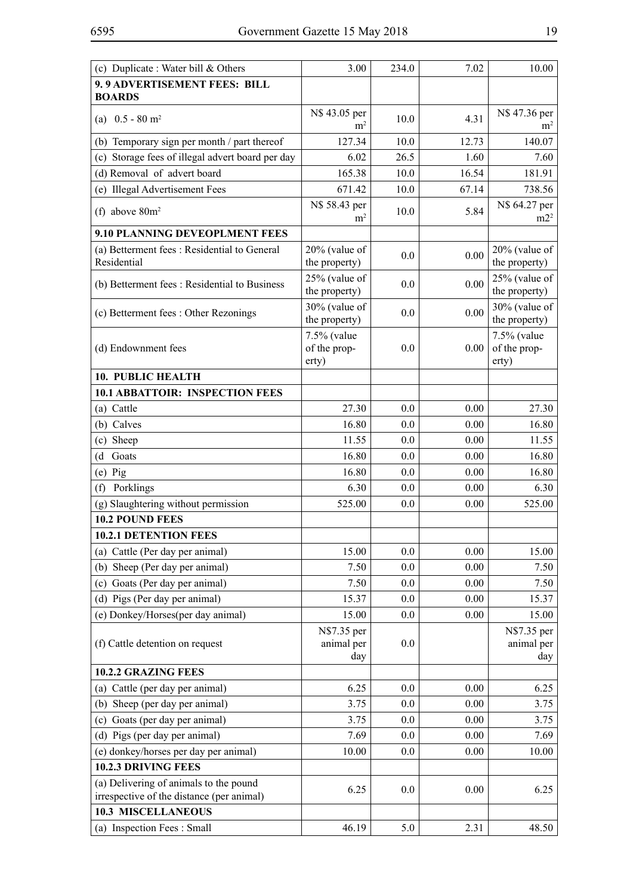| | | | | |
|---|---|---|---|---|
| (c) Duplicate : Water bill & Others | 3.00 | 234.0 | 7.02 | 10.00 |
| **9. 9 ADVERTISEMENT FEES: BILL BOARDS** | | | | |
| (a) 0.5 - 80 $m^2$ | N$ 43.05 per $m^2$ | 10.0 | 4.31 | N$ 47.36 per $m^2$ |
| (b) Temporary sign per month / part thereof | 127.34 | 10.0 | 12.73 | 140.07 |
| (c) Storage fees of illegal advert board per day | 6.02 | 26.5 | 1.60 | 7.60 |
| (d) Removal of advert board | 165.38 | 10.0 | 16.54 | 181.91 |
| (e) Illegal Advertisement Fees | 671.42 | 10.0 | 67.14 | 738.56 |
| (f) above 80$m^2$ | N$ 58.43 per $m^2$ | 10.0 | 5.84 | N$ 64.27 per $m2^2$ |
| **9.10 PLANNING DEVEOPLMENT FEES** | | | | |
| (a) Betterment fees : Residential to General Residential | 20% (value of the property) | 0.0 | 0.00 | 20% (value of the property) |
| (b) Betterment fees : Residential to Business | 25% (value of the property) | 0.0 | 0.00 | 25% (value of the property) |
| (c) Betterment fees : Other Rezonings | 30% (value of the property) | 0.0 | 0.00 | 30% (value of the property) |
| (d) Endownment fees | 7.5% (value of the property) | 0.0 | 0.00 | 7.5% (value of the property) |
| **10. PUBLIC HEALTH** | | | | |
| **10.1 ABBATTOIR: INSPECTION FEES** | | | | |
| (a) Cattle | 27.30 | 0.0 | 0.00 | 27.30 |
| (b) Calves | 16.80 | 0.0 | 0.00 | 16.80 |
| (c) Sheep | 11.55 | 0.0 | 0.00 | 11.55 |
| (d Goats | 16.80 | 0.0 | 0.00 | 16.80 |
| (e) Pig | 16.80 | 0.0 | 0.00 | 16.80 |
| (f) Porklings | 6.30 | 0.0 | 0.00 | 6.30 |
| (g) Slaughtering without permission | 525.00 | 0.0 | 0.00 | 525.00 |
| **10.2 POUND FEES** | | | | |
| **10.2.1 DETENTION FEES** | | | | |
| (a) Cattle (Per day per animal) | 15.00 | 0.0 | 0.00 | 15.00 |
| (b) Sheep (Per day per animal) | 7.50 | 0.0 | 0.00 | 7.50 |
| (c) Goats (Per day per animal) | 7.50 | 0.0 | 0.00 | 7.50 |
| (d) Pigs (Per day per animal) | 15.37 | 0.0 | 0.00 | 15.37 |
| (e) Donkey/Horses(per day animal) | 15.00 | 0.0 | 0.00 | 15.00 |
| (f) Cattle detention on request | N$7.35 per animal per day | 0.0 | | N$7.35 per animal per day |
| **10.2.2 GRAZING FEES** | | | | |
| (a) Cattle (per day per animal) | 6.25 | 0.0 | 0.00 | 6.25 |
| (b) Sheep (per day per animal) | 3.75 | 0.0 | 0.00 | 3.75 |
| (c) Goats (per day per animal) | 3.75 | 0.0 | 0.00 | 3.75 |
| (d) Pigs (per day per animal) | 7.69 | 0.0 | 0.00 | 7.69 |
| (e) donkey/horses per day per animal) | 10.00 | 0.0 | 0.00 | 10.00 |
| **10.2.3 DRIVING FEES** | | | | |
| (a) Delivering of animals to the pound irrespective of the distance (per animal) | 6.25 | 0.0 | 0.00 | 6.25 |
| **10.3 MISCELLANEOUS** | | | | |
| (a) Inspection Fees : Small | 46.19 | 5.0 | 2.31 | 48.50 |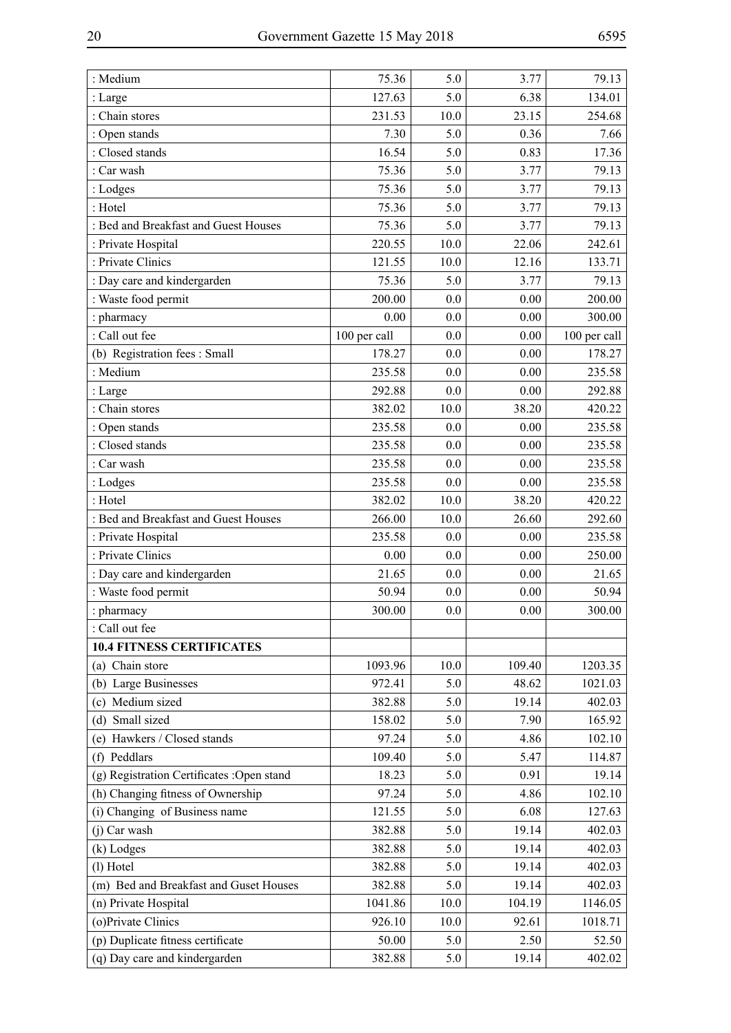| | | | | |
|---|---|---|---|---|
| : Medium | 75.36 | 5.0 | 3.77 | 79.13 |
| : Large | 127.63 | 5.0 | 6.38 | 134.01 |
| : Chain stores | 231.53 | 10.0 | 23.15 | 254.68 |
| : Open stands | 7.30 | 5.0 | 0.36 | 7.66 |
| : Closed stands | 16.54 | 5.0 | 0.83 | 17.36 |
| : Car wash | 75.36 | 5.0 | 3.77 | 79.13 |
| : Lodges | 75.36 | 5.0 | 3.77 | 79.13 |
| : Hotel | 75.36 | 5.0 | 3.77 | 79.13 |
| : Bed and Breakfast and Guest Houses | 75.36 | 5.0 | 3.77 | 79.13 |
| : Private Hospital | 220.55 | 10.0 | 22.06 | 242.61 |
| : Private Clinics | 121.55 | 10.0 | 12.16 | 133.71 |
| : Day care and kindergarden | 75.36 | 5.0 | 3.77 | 79.13 |
| : Waste food permit | 200.00 | 0.0 | 0.00 | 200.00 |
| : pharmacy | 0.00 | 0.0 | 0.00 | 300.00 |
| : Call out fee | 100 per call | 0.0 | 0.00 | 100 per call |
| (b) Registration fees : Small | 178.27 | 0.0 | 0.00 | 178.27 |
| : Medium | 235.58 | 0.0 | 0.00 | 235.58 |
| : Large | 292.88 | 0.0 | 0.00 | 292.88 |
| : Chain stores | 382.02 | 10.0 | 38.20 | 420.22 |
| : Open stands | 235.58 | 0.0 | 0.00 | 235.58 |
| : Closed stands | 235.58 | 0.0 | 0.00 | 235.58 |
| : Car wash | 235.58 | 0.0 | 0.00 | 235.58 |
| : Lodges | 235.58 | 0.0 | 0.00 | 235.58 |
| : Hotel | 382.02 | 10.0 | 38.20 | 420.22 |
| : Bed and Breakfast and Guest Houses | 266.00 | 10.0 | 26.60 | 292.60 |
| : Private Hospital | 235.58 | 0.0 | 0.00 | 235.58 |
| : Private Clinics | 0.00 | 0.0 | 0.00 | 250.00 |
| : Day care and kindergarden | 21.65 | 0.0 | 0.00 | 21.65 |
| : Waste food permit | 50.94 | 0.0 | 0.00 | 50.94 |
| : pharmacy | 300.00 | 0.0 | 0.00 | 300.00 |
| : Call out fee | | | | |
| **10.4 FITNESS CERTIFICATES** | | | | |
| (a) Chain store | 1093.96 | 10.0 | 109.40 | 1203.35 |
| (b) Large Businesses | 972.41 | 5.0 | 48.62 | 1021.03 |
| (c) Medium sized | 382.88 | 5.0 | 19.14 | 402.03 |
| (d) Small sized | 158.02 | 5.0 | 7.90 | 165.92 |
| (e) Hawkers / Closed stands | 97.24 | 5.0 | 4.86 | 102.10 |
| (f) Peddlars | 109.40 | 5.0 | 5.47 | 114.87 |
| (g) Registration Certificates :Open stand | 18.23 | 5.0 | 0.91 | 19.14 |
| (h) Changing fitness of Ownership | 97.24 | 5.0 | 4.86 | 102.10 |
| (i) Changing of Business name | 121.55 | 5.0 | 6.08 | 127.63 |
| (j) Car wash | 382.88 | 5.0 | 19.14 | 402.03 |
| (k) Lodges | 382.88 | 5.0 | 19.14 | 402.03 |
| (l) Hotel | 382.88 | 5.0 | 19.14 | 402.03 |
| (m) Bed and Breakfast and Guset Houses | 382.88 | 5.0 | 19.14 | 402.03 |
| (n) Private Hospital | 1041.86 | 10.0 | 104.19 | 1146.05 |
| (o)Private Clinics | 926.10 | 10.0 | 92.61 | 1018.71 |
| (p) Duplicate fitness certificate | 50.00 | 5.0 | 2.50 | 52.50 |
| (q) Day care and kindergarden | 382.88 | 5.0 | 19.14 | 402.02 |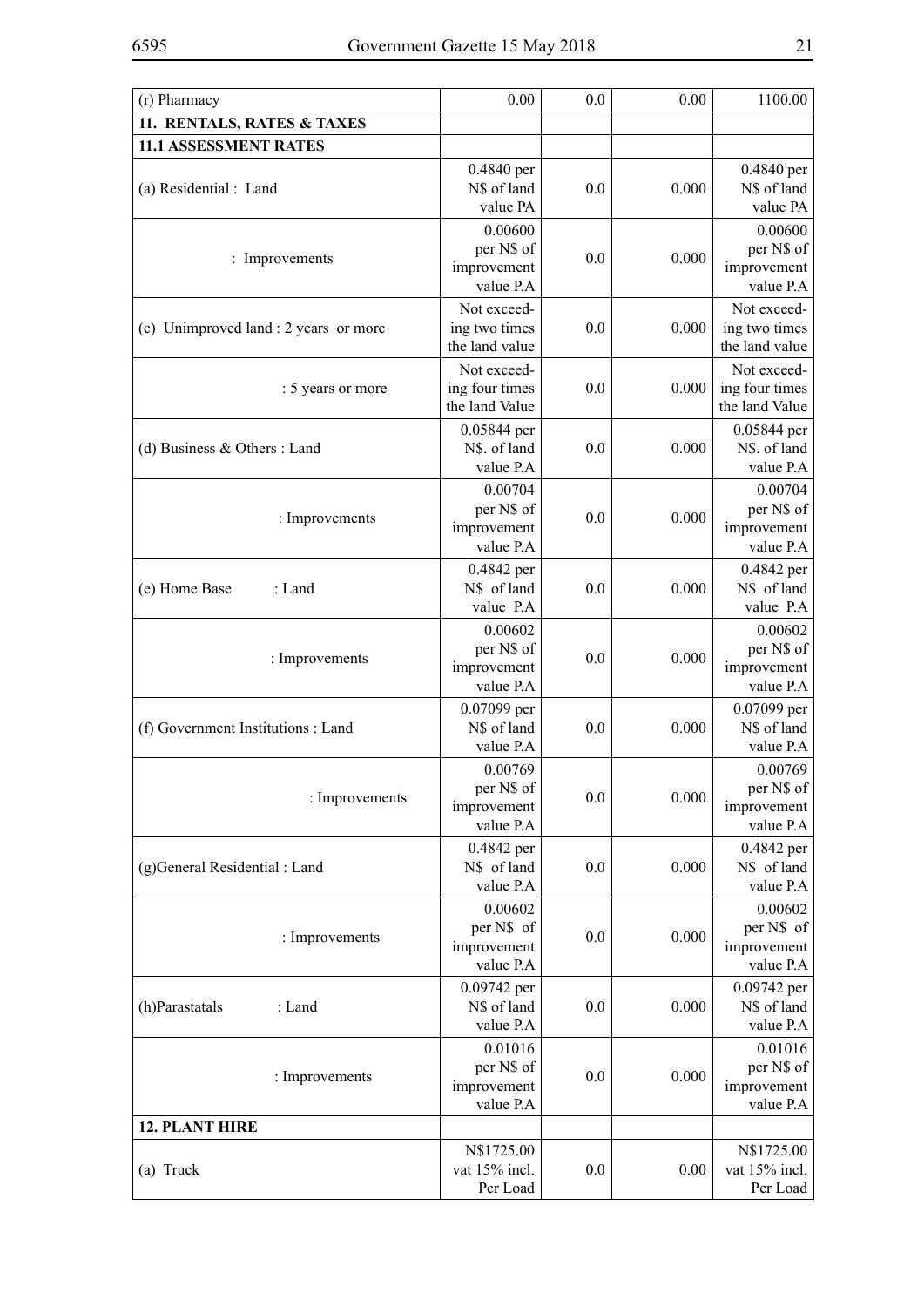| (r) Pharmacy | 0.00 | 0.0 | 0.00 | 1100.00 |
|---|---|---|---|---|
| **11. RENTALS, RATES & TAXES** | | | | |
| **11.1 ASSESSMENT RATES** | | | | |
| (a) Residential : Land | 0.4840 per N$ of land value PA | 0.0 | 0.000 | 0.4840 per N$ of land value PA |
| : Improvements | 0.00600 per N$ of improvement value P.A | 0.0 | 0.000 | 0.00600 per N$ of improvement value P.A |
| (c) Unimproved land : 2 years or more | Not exceeding two times the land value | 0.0 | 0.000 | Not exceeding two times the land value |
| : 5 years or more | Not exceeding four times the land Value | 0.0 | 0.000 | Not exceeding four times the land Value |
| (d) Business & Others : Land | 0.05844 per N$. of land value P.A | 0.0 | 0.000 | 0.05844 per N$. of land value P.A |
| : Improvements | 0.00704 per N$ of improvement value P.A | 0.0 | 0.000 | 0.00704 per N$ of improvement value P.A |
| (e) Home Base : Land | 0.4842 per N$ of land value P.A | 0.0 | 0.000 | 0.4842 per N$ of land value P.A |
| : Improvements | 0.00602 per N$ of improvement value P.A | 0.0 | 0.000 | 0.00602 per N$ of improvement value P.A |
| (f) Government Institutions : Land | 0.07099 per N$ of land value P.A | 0.0 | 0.000 | 0.07099 per N$ of land value P.A |
| : Improvements | 0.00769 per N$ of improvement value P.A | 0.0 | 0.000 | 0.00769 per N$ of improvement value P.A |
| (g)General Residential : Land | 0.4842 per N$ of land value P.A | 0.0 | 0.000 | 0.4842 per N$ of land value P.A |
| : Improvements | 0.00602 per N$ of improvement value P.A | 0.0 | 0.000 | 0.00602 per N$ of improvement value P.A |
| (h)Parastatals : Land | 0.09742 per N$ of land value P.A | 0.0 | 0.000 | 0.09742 per N$ of land value P.A |
| : Improvements | 0.01016 per N$ of improvement value P.A | 0.0 | 0.000 | 0.01016 per N$ of improvement value P.A |
| **12. PLANT HIRE** | | | | |
| (a) Truck | N$1725.00 vat 15% incl. Per Load | 0.0 | 0.00 | N$1725.00 vat 15% incl. Per Load |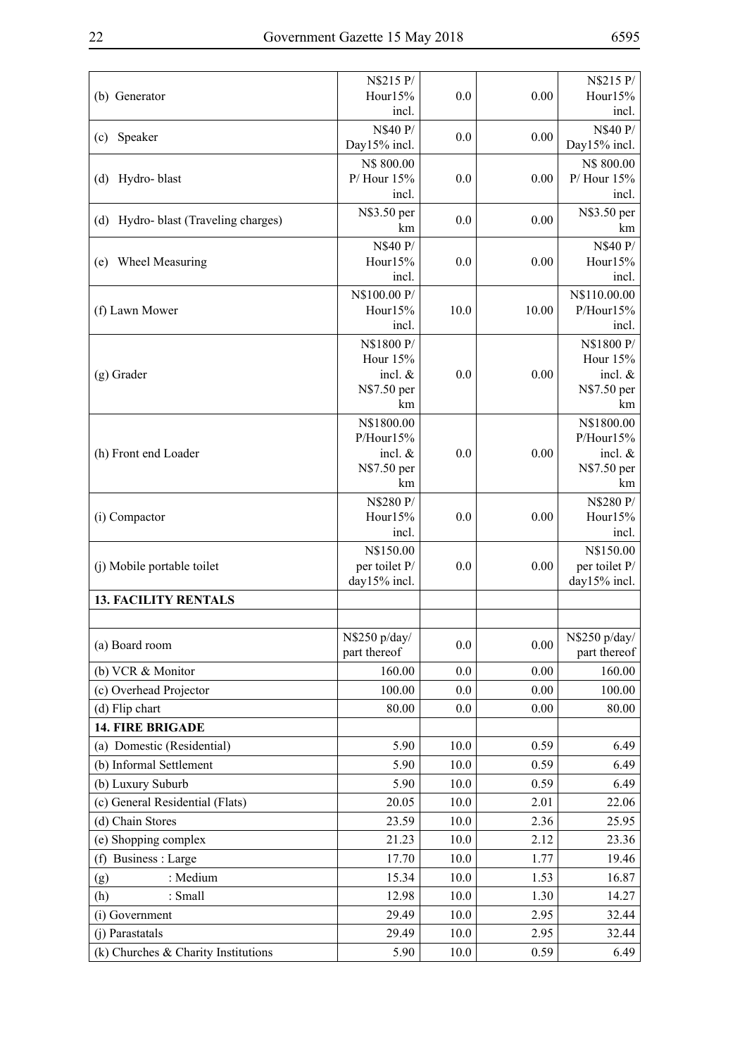| | | | | |
|---|---|---|---|---|
| (b) Generator | N$215 P/ Hour15% incl. | 0.0 | 0.00 | N$215 P/ Hour15% incl. |
| (c) Speaker | N$40 P/ Day15% incl. | 0.0 | 0.00 | N$40 P/ Day15% incl. |
| (d) Hydro- blast | N$ 800.00 P/ Hour 15% incl. | 0.0 | 0.00 | N$ 800.00 P/ Hour 15% incl. |
| (d) Hydro- blast (Traveling charges) | N$3.50 per km | 0.0 | 0.00 | N$3.50 per km |
| (e) Wheel Measuring | N$40 P/ Hour15% incl. | 0.0 | 0.00 | N$40 P/ Hour15% incl. |
| (f) Lawn Mower | N$100.00 P/ Hour15% incl. | 10.0 | 10.00 | N$110.00.00 P/Hour15% incl. |
| (g) Grader | N$1800 P/ Hour 15% incl. & N$7.50 per km | 0.0 | 0.00 | N$1800 P/ Hour 15% incl. & N$7.50 per km |
| (h) Front end Loader | N$1800.00 P/Hour15% incl. & N$7.50 per km | 0.0 | 0.00 | N$1800.00 P/Hour15% incl. & N$7.50 per km |
| (i) Compactor | N$280 P/ Hour15% incl. | 0.0 | 0.00 | N$280 P/ Hour15% incl. |
| (j) Mobile portable toilet | N$150.00 per toilet P/ day15% incl. | 0.0 | 0.00 | N$150.00 per toilet P/ day15% incl. |
| **13. FACILITY RENTALS** | | | | |
| | | | | |
| (a) Board room | N$250 p/day/ part thereof | 0.0 | 0.00 | N$250 p/day/ part thereof |
| (b) VCR & Monitor | 160.00 | 0.0 | 0.00 | 160.00 |
| (c) Overhead Projector | 100.00 | 0.0 | 0.00 | 100.00 |
| (d) Flip chart | 80.00 | 0.0 | 0.00 | 80.00 |
| **14. FIRE BRIGADE** | | | | |
| (a) Domestic (Residential) | 5.90 | 10.0 | 0.59 | 6.49 |
| (b) Informal Settlement | 5.90 | 10.0 | 0.59 | 6.49 |
| (b) Luxury Suburb | 5.90 | 10.0 | 0.59 | 6.49 |
| (c) General Residential (Flats) | 20.05 | 10.0 | 2.01 | 22.06 |
| (d) Chain Stores | 23.59 | 10.0 | 2.36 | 25.95 |
| (e) Shopping complex | 21.23 | 10.0 | 2.12 | 23.36 |
| (f) Business : Large | 17.70 | 10.0 | 1.77 | 19.46 |
| (g) : Medium | 15.34 | 10.0 | 1.53 | 16.87 |
| (h) : Small | 12.98 | 10.0 | 1.30 | 14.27 |
| (i) Government | 29.49 | 10.0 | 2.95 | 32.44 |
| (j) Parastatals | 29.49 | 10.0 | 2.95 | 32.44 |
| (k) Churches & Charity Institutions | 5.90 | 10.0 | 0.59 | 6.49 |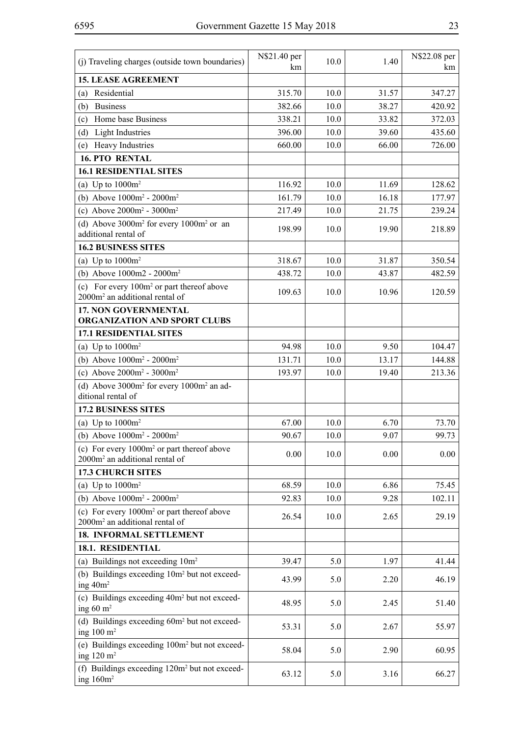| | | | | |
|---|---|---|---|---|
| (j) Traveling charges (outside town boundaries) | N$21.40 per km | 10.0 | 1.40 | N$22.08 per km |
| **15. LEASE AGREEMENT** | | | | |
| (a) Residential | 315.70 | 10.0 | 31.57 | 347.27 |
| (b) Business | 382.66 | 10.0 | 38.27 | 420.92 |
| (c) Home base Business | 338.21 | 10.0 | 33.82 | 372.03 |
| (d) Light Industries | 396.00 | 10.0 | 39.60 | 435.60 |
| (e) Heavy Industries | 660.00 | 10.0 | 66.00 | 726.00 |
| **16. PTO RENTAL** | | | | |
| **16.1 RESIDENTIAL SITES** | | | | |
| (a) Up to 1000m² | 116.92 | 10.0 | 11.69 | 128.62 |
| (b) Above 1000m² - 2000m² | 161.79 | 10.0 | 16.18 | 177.97 |
| (c) Above 2000m² - 3000m² | 217.49 | 10.0 | 21.75 | 239.24 |
| (d) Above 3000m² for every 1000m² or an additional rental of | 198.99 | 10.0 | 19.90 | 218.89 |
| **16.2 BUSINESS SITES** | | | | |
| (a) Up to 1000m² | 318.67 | 10.0 | 31.87 | 350.54 |
| (b) Above 1000m2 - 2000m² | 438.72 | 10.0 | 43.87 | 482.59 |
| (c) For every 100m² or part thereof above 2000m² an additional rental of | 109.63 | 10.0 | 10.96 | 120.59 |
| **17. NON GOVERNMENTAL ORGANIZATION AND SPORT CLUBS** | | | | |
| **17.1 RESIDENTIAL SITES** | | | | |
| (a) Up to 1000m² | 94.98 | 10.0 | 9.50 | 104.47 |
| (b) Above 1000m² - 2000m² | 131.71 | 10.0 | 13.17 | 144.88 |
| (c) Above 2000m² - 3000m² | 193.97 | 10.0 | 19.40 | 213.36 |
| (d) Above 3000m² for every 1000m² an additional rental of | | | | |
| **17.2 BUSINESS SITES** | | | | |
| (a) Up to 1000m² | 67.00 | 10.0 | 6.70 | 73.70 |
| (b) Above 1000m² - 2000m² | 90.67 | 10.0 | 9.07 | 99.73 |
| (c) For every 1000m² or part thereof above 2000m² an additional rental of | 0.00 | 10.0 | 0.00 | 0.00 |
| **17.3 CHURCH SITES** | | | | |
| (a) Up to 1000m² | 68.59 | 10.0 | 6.86 | 75.45 |
| (b) Above 1000m² - 2000m² | 92.83 | 10.0 | 9.28 | 102.11 |
| (c) For every 1000m² or part thereof above 2000m² an additional rental of | 26.54 | 10.0 | 2.65 | 29.19 |
| **18. INFORMAL SETTLEMENT** | | | | |
| **18.1. RESIDENTIAL** | | | | |
| (a) Buildings not exceeding 10m² | 39.47 | 5.0 | 1.97 | 41.44 |
| (b) Buildings exceeding 10m² but not exceeding 40m² | 43.99 | 5.0 | 2.20 | 46.19 |
| (c) Buildings exceeding 40m² but not exceeding 60 m² | 48.95 | 5.0 | 2.45 | 51.40 |
| (d) Buildings exceeding 60m² but not exceeding 100 m² | 53.31 | 5.0 | 2.67 | 55.97 |
| (e) Buildings exceeding 100m² but not exceeding 120 m² | 58.04 | 5.0 | 2.90 | 60.95 |
| (f) Buildings exceeding 120m² but not exceeding 160m² | 63.12 | 5.0 | 3.16 | 66.27 |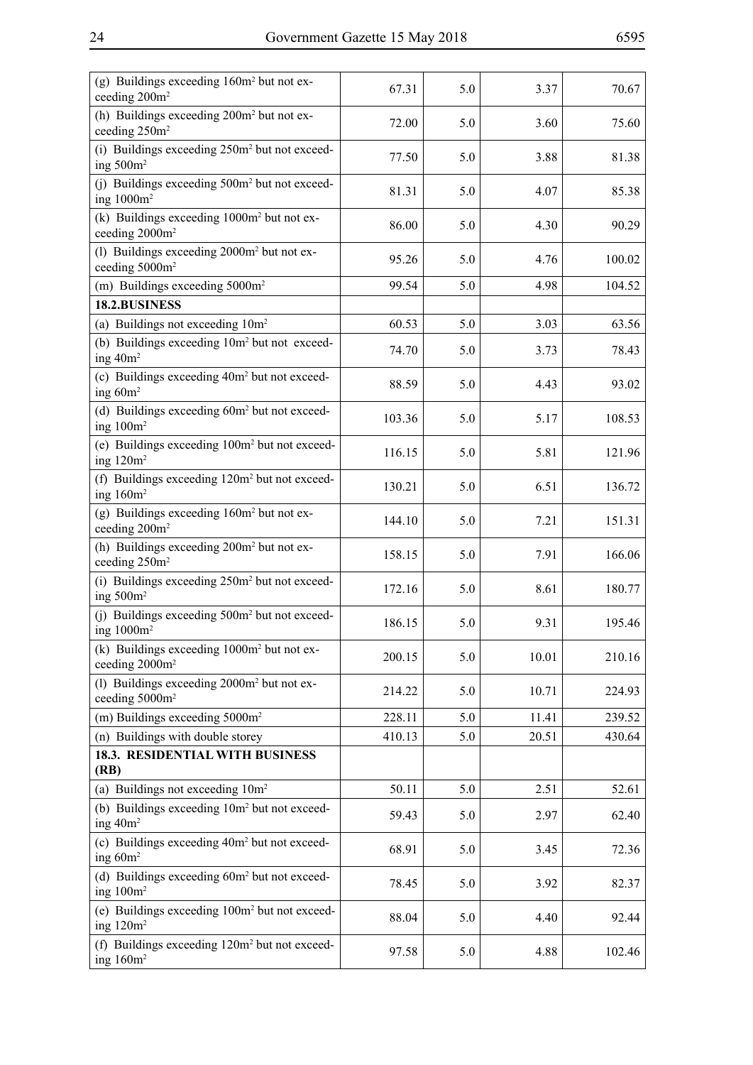| | | | | |
|---|---|---|---|---|
| (g) Buildings exceeding 160m² but not exceeding 200m² | 67.31 | 5.0 | 3.37 | 70.67 |
| (h) Buildings exceeding 200m² but not exceeding 250m² | 72.00 | 5.0 | 3.60 | 75.60 |
| (i) Buildings exceeding 250m² but not exceeding 500m² | 77.50 | 5.0 | 3.88 | 81.38 |
| (j) Buildings exceeding 500m² but not exceeding 1000m² | 81.31 | 5.0 | 4.07 | 85.38 |
| (k) Buildings exceeding 1000m² but not exceeding 2000m² | 86.00 | 5.0 | 4.30 | 90.29 |
| (l) Buildings exceeding 2000m² but not exceeding 5000m² | 95.26 | 5.0 | 4.76 | 100.02 |
| (m) Buildings exceeding 5000m² | 99.54 | 5.0 | 4.98 | 104.52 |
| **18.2.BUSINESS** | | | | |
| (a) Buildings not exceeding 10m² | 60.53 | 5.0 | 3.03 | 63.56 |
| (b) Buildings exceeding 10m² but not exceeding 40m² | 74.70 | 5.0 | 3.73 | 78.43 |
| (c) Buildings exceeding 40m² but not exceeding 60m² | 88.59 | 5.0 | 4.43 | 93.02 |
| (d) Buildings exceeding 60m² but not exceeding 100m² | 103.36 | 5.0 | 5.17 | 108.53 |
| (e) Buildings exceeding 100m² but not exceeding 120m² | 116.15 | 5.0 | 5.81 | 121.96 |
| (f) Buildings exceeding 120m² but not exceeding 160m² | 130.21 | 5.0 | 6.51 | 136.72 |
| (g) Buildings exceeding 160m² but not exceeding 200m² | 144.10 | 5.0 | 7.21 | 151.31 |
| (h) Buildings exceeding 200m² but not exceeding 250m² | 158.15 | 5.0 | 7.91 | 166.06 |
| (i) Buildings exceeding 250m² but not exceeding 500m² | 172.16 | 5.0 | 8.61 | 180.77 |
| (j) Buildings exceeding 500m² but not exceeding 1000m² | 186.15 | 5.0 | 9.31 | 195.46 |
| (k) Buildings exceeding 1000m² but not exceeding 2000m² | 200.15 | 5.0 | 10.01 | 210.16 |
| (l) Buildings exceeding 2000m² but not exceeding 5000m² | 214.22 | 5.0 | 10.71 | 224.93 |
| (m) Buildings exceeding 5000m² | 228.11 | 5.0 | 11.41 | 239.52 |
| (n) Buildings with double storey | 410.13 | 5.0 | 20.51 | 430.64 |
| **18.3. RESIDENTIAL WITH BUSINESS (RB)** | | | | |
| (a) Buildings not exceeding 10m² | 50.11 | 5.0 | 2.51 | 52.61 |
| (b) Buildings exceeding 10m² but not exceeding 40m² | 59.43 | 5.0 | 2.97 | 62.40 |
| (c) Buildings exceeding 40m² but not exceeding 60m² | 68.91 | 5.0 | 3.45 | 72.36 |
| (d) Buildings exceeding 60m² but not exceeding 100m² | 78.45 | 5.0 | 3.92 | 82.37 |
| (e) Buildings exceeding 100m² but not exceeding 120m² | 88.04 | 5.0 | 4.40 | 92.44 |
| (f) Buildings exceeding 120m² but not exceeding 160m² | 97.58 | 5.0 | 4.88 | 102.46 |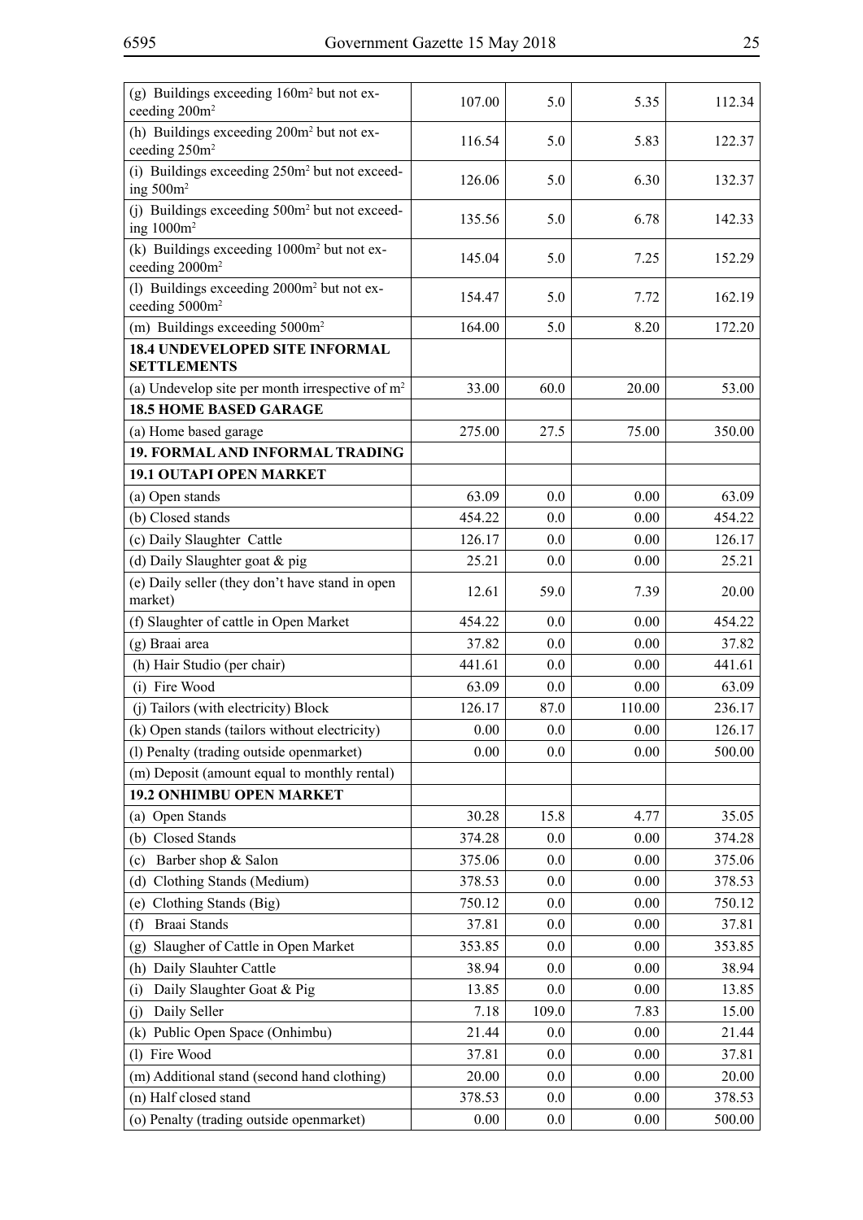| | | | | |
|---|---|---|---|---|
| (g) Buildings exceeding 160m² but not exceeding 200m² | 107.00 | 5.0 | 5.35 | 112.34 |
| (h) Buildings exceeding 200m² but not exceeding 250m² | 116.54 | 5.0 | 5.83 | 122.37 |
| (i) Buildings exceeding 250m² but not exceeding 500m² | 126.06 | 5.0 | 6.30 | 132.37 |
| (j) Buildings exceeding 500m² but not exceeding 1000m² | 135.56 | 5.0 | 6.78 | 142.33 |
| (k) Buildings exceeding 1000m² but not exceeding 2000m² | 145.04 | 5.0 | 7.25 | 152.29 |
| (l) Buildings exceeding 2000m² but not exceeding 5000m² | 154.47 | 5.0 | 7.72 | 162.19 |
| (m) Buildings exceeding 5000m² | 164.00 | 5.0 | 8.20 | 172.20 |
| **18.4 UNDEVELOPED SITE INFORMAL SETTLEMENTS** | | | | |
| (a) Undevelop site per month irrespective of m² | 33.00 | 60.0 | 20.00 | 53.00 |
| **18.5 HOME BASED GARAGE** | | | | |
| (a) Home based garage | 275.00 | 27.5 | 75.00 | 350.00 |
| **19. FORMAL AND INFORMAL TRADING** | | | | |
| **19.1 OUTAPI OPEN MARKET** | | | | |
| (a) Open stands | 63.09 | 0.0 | 0.00 | 63.09 |
| (b) Closed stands | 454.22 | 0.0 | 0.00 | 454.22 |
| (c) Daily Slaughter Cattle | 126.17 | 0.0 | 0.00 | 126.17 |
| (d) Daily Slaughter goat & pig | 25.21 | 0.0 | 0.00 | 25.21 |
| (e) Daily seller (they don't have stand in open market) | 12.61 | 59.0 | 7.39 | 20.00 |
| (f) Slaughter of cattle in Open Market | 454.22 | 0.0 | 0.00 | 454.22 |
| (g) Braai area | 37.82 | 0.0 | 0.00 | 37.82 |
| (h) Hair Studio (per chair) | 441.61 | 0.0 | 0.00 | 441.61 |
| (i) Fire Wood | 63.09 | 0.0 | 0.00 | 63.09 |
| (j) Tailors (with electricity) Block | 126.17 | 87.0 | 110.00 | 236.17 |
| (k) Open stands (tailors without electricity) | 0.00 | 0.0 | 0.00 | 126.17 |
| (l) Penalty (trading outside openmarket) | 0.00 | 0.0 | 0.00 | 500.00 |
| (m) Deposit (amount equal to monthly rental) | | | | |
| **19.2 ONHIMBU OPEN MARKET** | | | | |
| (a) Open Stands | 30.28 | 15.8 | 4.77 | 35.05 |
| (b) Closed Stands | 374.28 | 0.0 | 0.00 | 374.28 |
| (c) Barber shop & Salon | 375.06 | 0.0 | 0.00 | 375.06 |
| (d) Clothing Stands (Medium) | 378.53 | 0.0 | 0.00 | 378.53 |
| (e) Clothing Stands (Big) | 750.12 | 0.0 | 0.00 | 750.12 |
| (f) Braai Stands | 37.81 | 0.0 | 0.00 | 37.81 |
| (g) Slaugher of Cattle in Open Market | 353.85 | 0.0 | 0.00 | 353.85 |
| (h) Daily Slauhter Cattle | 38.94 | 0.0 | 0.00 | 38.94 |
| (i) Daily Slaughter Goat & Pig | 13.85 | 0.0 | 0.00 | 13.85 |
| (j) Daily Seller | 7.18 | 109.0 | 7.83 | 15.00 |
| (k) Public Open Space (Onhimbu) | 21.44 | 0.0 | 0.00 | 21.44 |
| (l) Fire Wood | 37.81 | 0.0 | 0.00 | 37.81 |
| (m) Additional stand (second hand clothing) | 20.00 | 0.0 | 0.00 | 20.00 |
| (n) Half closed stand | 378.53 | 0.0 | 0.00 | 378.53 |
| (o) Penalty (trading outside openmarket) | 0.00 | 0.0 | 0.00 | 500.00 |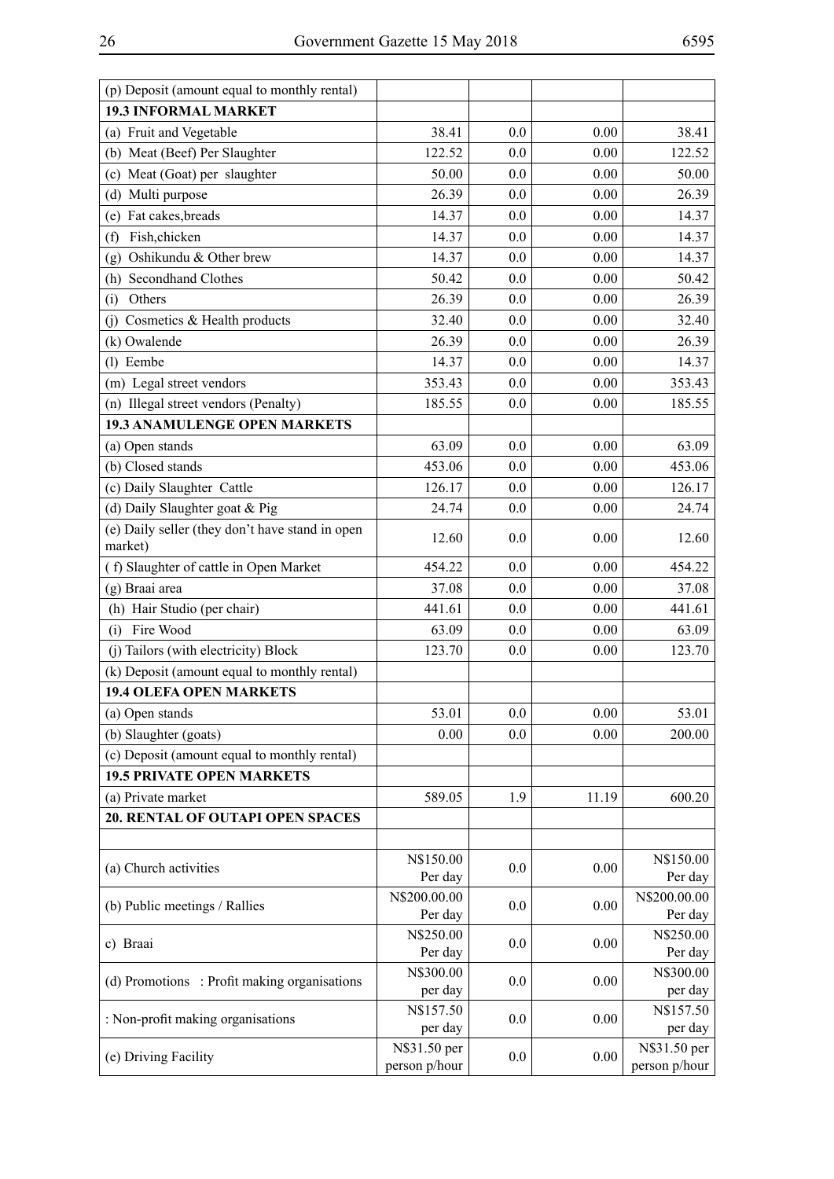| | | | | |
|---|---|---|---|---|
| (p) Deposit (amount equal to monthly rental) | | | | |
| **19.3 INFORMAL MARKET** | | | | |
| (a) Fruit and Vegetable | 38.41 | 0.0 | 0.00 | 38.41 |
| (b) Meat (Beef) Per Slaughter | 122.52 | 0.0 | 0.00 | 122.52 |
| (c) Meat (Goat) per slaughter | 50.00 | 0.0 | 0.00 | 50.00 |
| (d) Multi purpose | 26.39 | 0.0 | 0.00 | 26.39 |
| (e) Fat cakes,breads | 14.37 | 0.0 | 0.00 | 14.37 |
| (f) Fish,chicken | 14.37 | 0.0 | 0.00 | 14.37 |
| (g) Oshikundu & Other brew | 14.37 | 0.0 | 0.00 | 14.37 |
| (h) Secondhand Clothes | 50.42 | 0.0 | 0.00 | 50.42 |
| (i) Others | 26.39 | 0.0 | 0.00 | 26.39 |
| (j) Cosmetics & Health products | 32.40 | 0.0 | 0.00 | 32.40 |
| (k) Owalende | 26.39 | 0.0 | 0.00 | 26.39 |
| (l) Eembe | 14.37 | 0.0 | 0.00 | 14.37 |
| (m) Legal street vendors | 353.43 | 0.0 | 0.00 | 353.43 |
| (n) Illegal street vendors (Penalty) | 185.55 | 0.0 | 0.00 | 185.55 |
| **19.3 ANAMULENGE OPEN MARKETS** | | | | |
| (a) Open stands | 63.09 | 0.0 | 0.00 | 63.09 |
| (b) Closed stands | 453.06 | 0.0 | 0.00 | 453.06 |
| (c) Daily Slaughter Cattle | 126.17 | 0.0 | 0.00 | 126.17 |
| (d) Daily Slaughter goat & Pig | 24.74 | 0.0 | 0.00 | 24.74 |
| (e) Daily seller (they don't have stand in open market) | 12.60 | 0.0 | 0.00 | 12.60 |
| ( f) Slaughter of cattle in Open Market | 454.22 | 0.0 | 0.00 | 454.22 |
| (g) Braai area | 37.08 | 0.0 | 0.00 | 37.08 |
| (h) Hair Studio (per chair) | 441.61 | 0.0 | 0.00 | 441.61 |
| (i) Fire Wood | 63.09 | 0.0 | 0.00 | 63.09 |
| (j) Tailors (with electricity) Block | 123.70 | 0.0 | 0.00 | 123.70 |
| (k) Deposit (amount equal to monthly rental) | | | | |
| **19.4 OLEFA OPEN MARKETS** | | | | |
| (a) Open stands | 53.01 | 0.0 | 0.00 | 53.01 |
| (b) Slaughter (goats) | 0.00 | 0.0 | 0.00 | 200.00 |
| (c) Deposit (amount equal to monthly rental) | | | | |
| **19.5 PRIVATE OPEN MARKETS** | | | | |
| (a) Private market | 589.05 | 1.9 | 11.19 | 600.20 |
| **20. RENTAL OF OUTAPI OPEN SPACES** | | | | |
| | | | | |
| (a) Church activities | N$150.00 Per day | 0.0 | 0.00 | N$150.00 Per day |
| (b) Public meetings / Rallies | N$200.00.00 Per day | 0.0 | 0.00 | N$200.00.00 Per day |
| c) Braai | N$250.00 Per day | 0.0 | 0.00 | N$250.00 Per day |
| (d) Promotions : Profit making organisations | N$300.00 per day | 0.0 | 0.00 | N$300.00 per day |
| : Non-profit making organisations | N$157.50 per day | 0.0 | 0.00 | N$157.50 per day |
| (e) Driving Facility | N$31.50 per person p/hour | 0.0 | 0.00 | N$31.50 per person p/hour |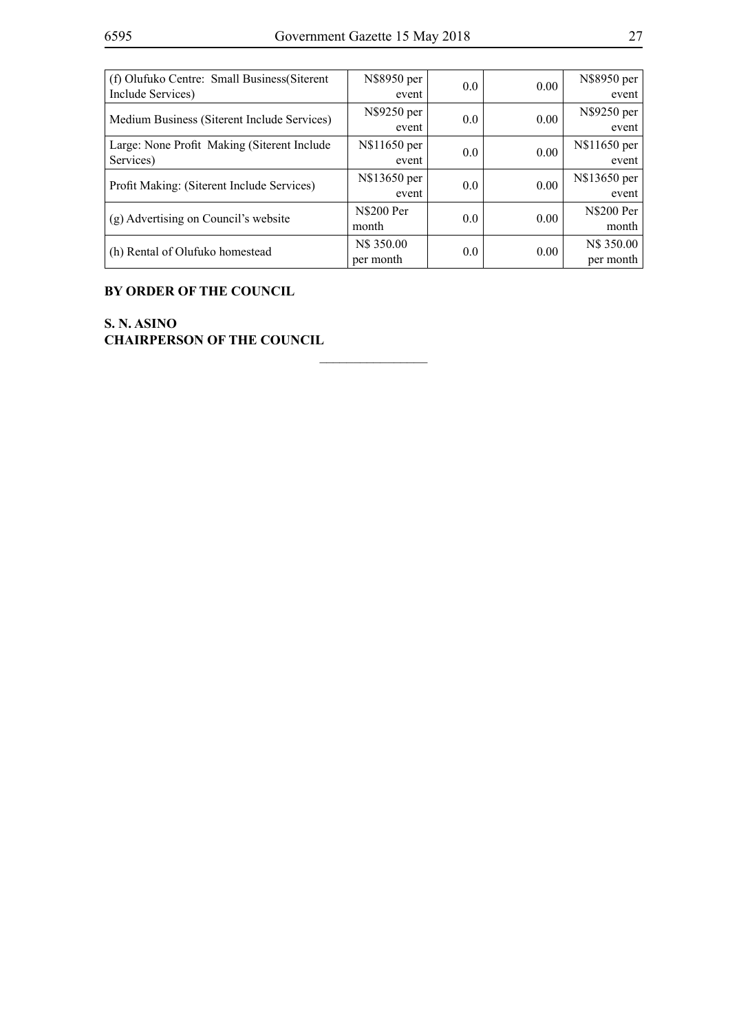| | | | | |
|---|---|---|---|---|
| (f) Olufuko Centre: Small Business(Siterent Include Services) | N$8950 per event | 0.0 | 0.00 | N$8950 per event |
| Medium Business (Siterent Include Services) | N$9250 per event | 0.0 | 0.00 | N$9250 per event |
| Large: None Profit Making (Siterent Include Services) | N$11650 per event | 0.0 | 0.00 | N$11650 per event |
| Profit Making: (Siterent Include Services) | N$13650 per event | 0.0 | 0.00 | N$13650 per event |
| (g) Advertising on Council's website | N$200 Per month | 0.0 | 0.00 | N$200 Per month |
| (h) Rental of Olufuko homestead | N$ 350.00 per month | 0.0 | 0.00 | N$ 350.00 per month |

**BY ORDER OF THE COUNCIL**

**S. N. ASINO**
**CHAIRPERSON OF THE COUNCIL**